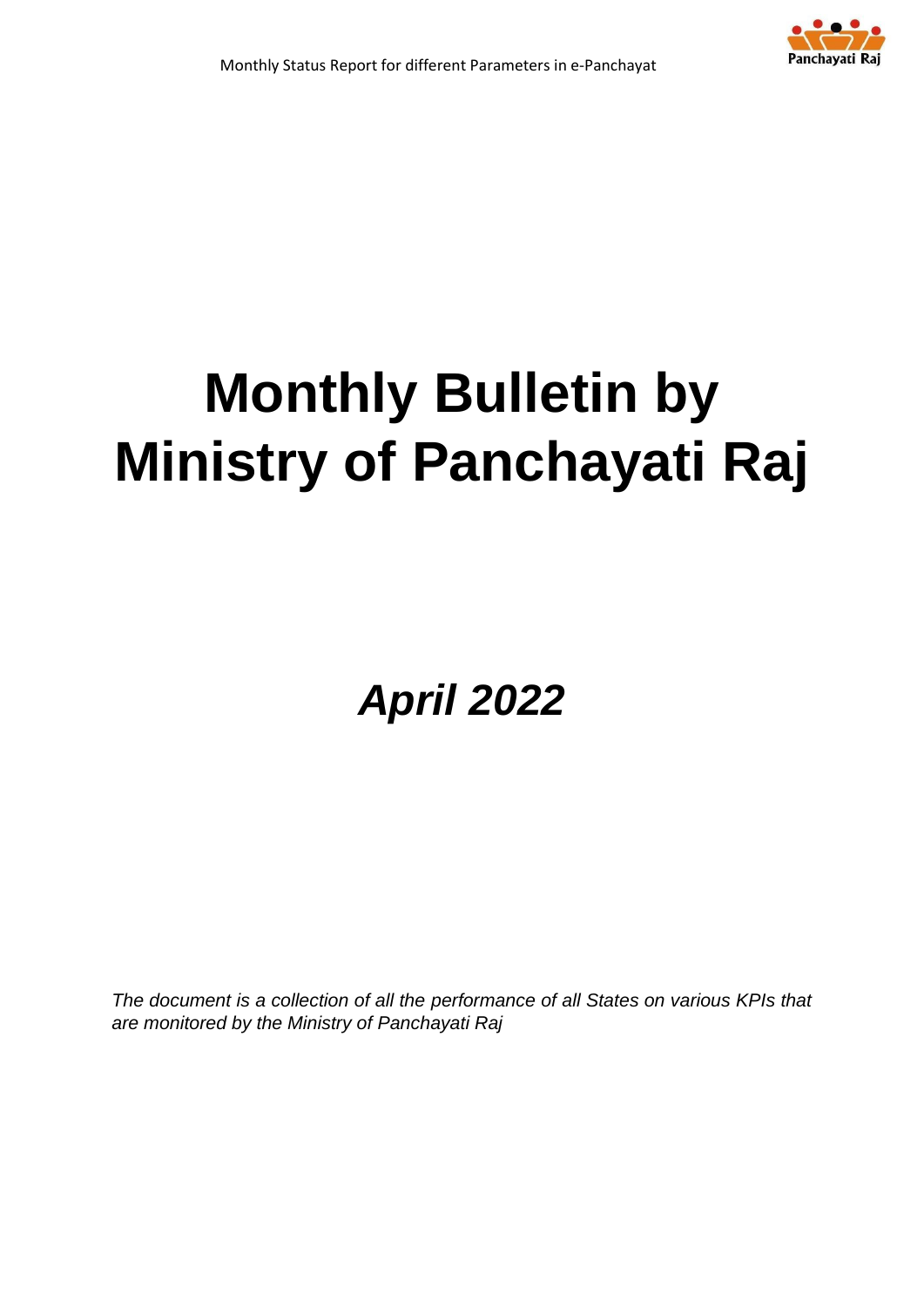# Monthly Bulletin by Ministry of Panchayati Raj

## *April 2022*

*The document is a collection of all the performance of all States on various KPIs that are monitored by the Ministry of Panchayati Raj*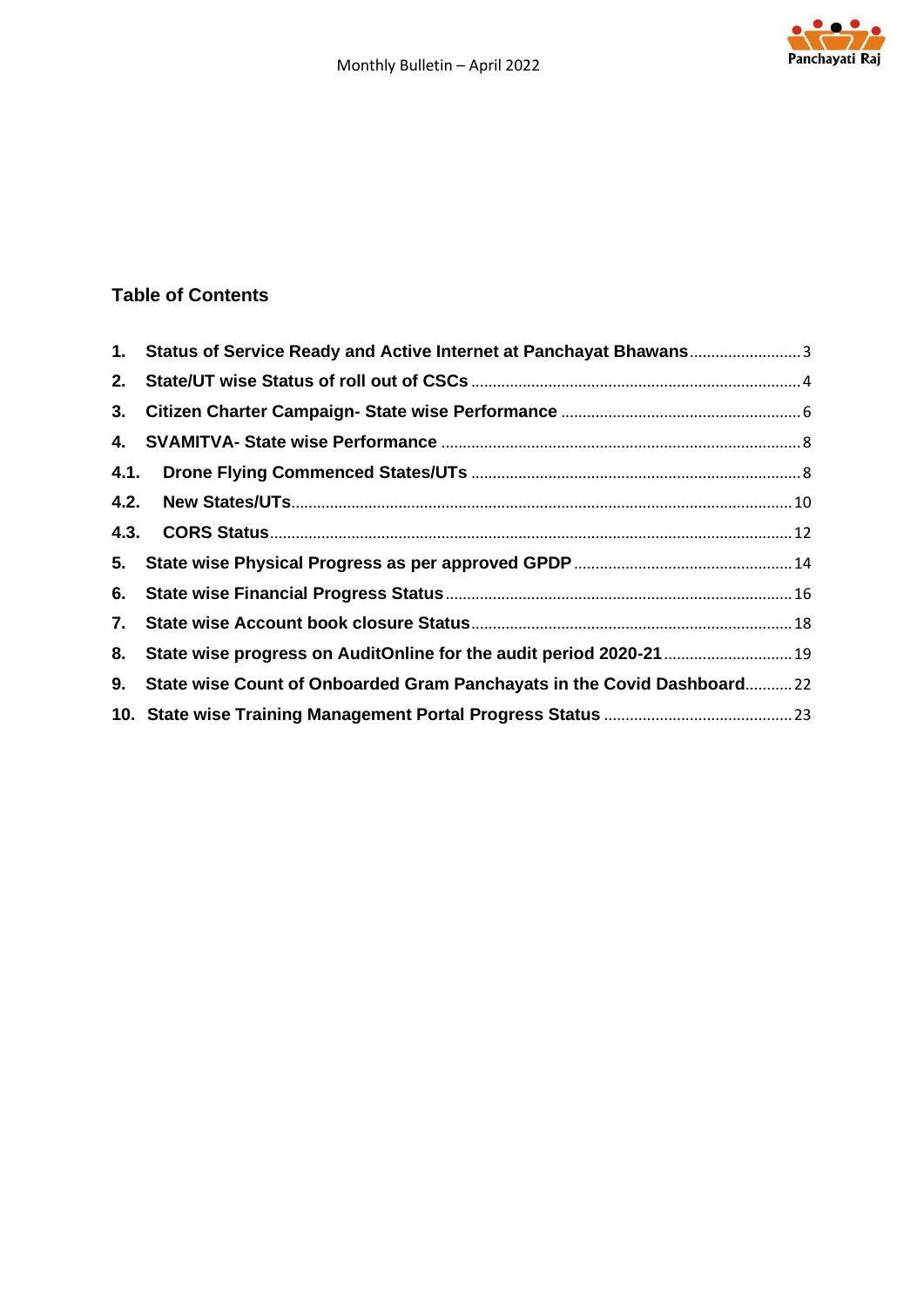## Table of Contents

1. Status of Service Ready and Active Internet at Panchayat Bhawans ........ 3
2. State/UT wise Status of roll out of CSCs ........ 4
3. Citizen Charter Campaign- State wise Performance ........ 6
4. SVAMITVA- State wise Performance ........ 8
   - 4.1. Drone Flying Commenced States/UTs ........ 8
   - 4.2. New States/UTs ........ 10
   - 4.3. CORS Status ........ 12
5. State wise Physical Progress as per approved GPDP ........ 14
6. State wise Financial Progress Status ........ 16
7. State wise Account book closure Status ........ 18
8. State wise progress on AuditOnline for the audit period 2020-21 ........ 19
9. State wise Count of Onboarded Gram Panchayats in the Covid Dashboard ........ 22
10. State wise Training Management Portal Progress Status ........ 23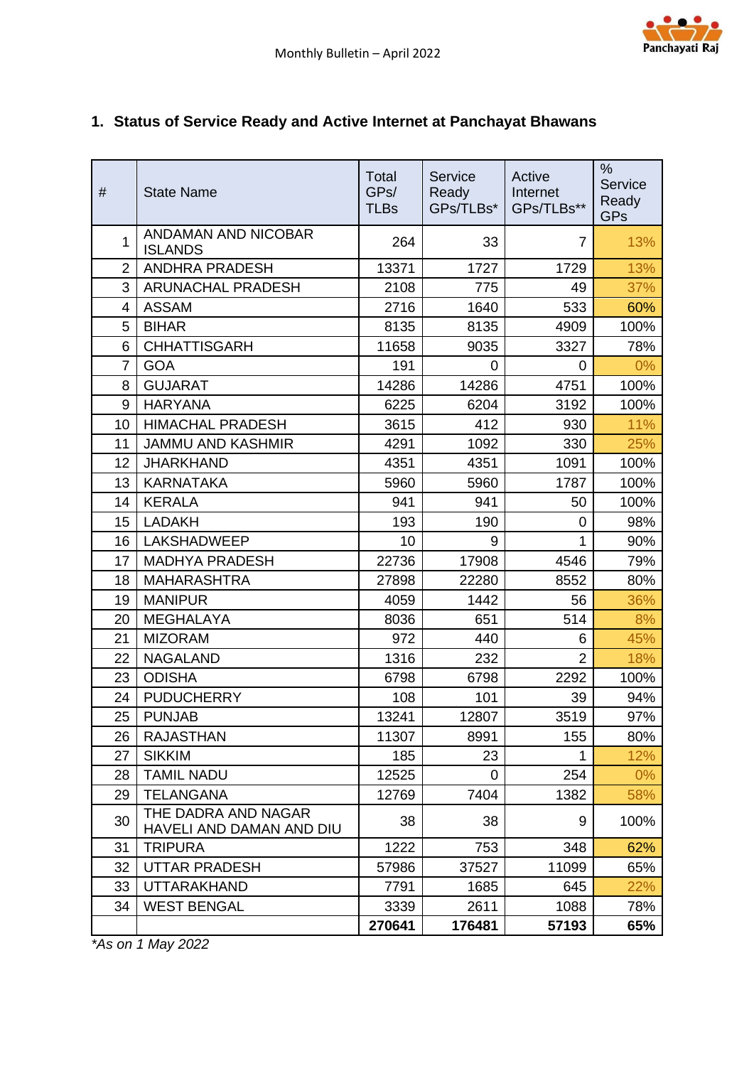## 1. Status of Service Ready and Active Internet at Panchayat Bhawans

| # | State Name | Total GPs/ TLBs | Service Ready GPs/TLBs* | Active Internet GPs/TLBs** | % Service Ready GPs |
|---|---|---|---|---|---|
| 1 | ANDAMAN AND NICOBAR ISLANDS | 264 | 33 | 7 | 13% |
| 2 | ANDHRA PRADESH | 13371 | 1727 | 1729 | 13% |
| 3 | ARUNACHAL PRADESH | 2108 | 775 | 49 | 37% |
| 4 | ASSAM | 2716 | 1640 | 533 | 60% |
| 5 | BIHAR | 8135 | 8135 | 4909 | 100% |
| 6 | CHHATTISGARH | 11658 | 9035 | 3327 | 78% |
| 7 | GOA | 191 | 0 | 0 | 0% |
| 8 | GUJARAT | 14286 | 14286 | 4751 | 100% |
| 9 | HARYANA | 6225 | 6204 | 3192 | 100% |
| 10 | HIMACHAL PRADESH | 3615 | 412 | 930 | 11% |
| 11 | JAMMU AND KASHMIR | 4291 | 1092 | 330 | 25% |
| 12 | JHARKHAND | 4351 | 4351 | 1091 | 100% |
| 13 | KARNATAKA | 5960 | 5960 | 1787 | 100% |
| 14 | KERALA | 941 | 941 | 50 | 100% |
| 15 | LADAKH | 193 | 190 | 0 | 98% |
| 16 | LAKSHADWEEP | 10 | 9 | 1 | 90% |
| 17 | MADHYA PRADESH | 22736 | 17908 | 4546 | 79% |
| 18 | MAHARASHTRA | 27898 | 22280 | 8552 | 80% |
| 19 | MANIPUR | 4059 | 1442 | 56 | 36% |
| 20 | MEGHALAYA | 8036 | 651 | 514 | 8% |
| 21 | MIZORAM | 972 | 440 | 6 | 45% |
| 22 | NAGALAND | 1316 | 232 | 2 | 18% |
| 23 | ODISHA | 6798 | 6798 | 2292 | 100% |
| 24 | PUDUCHERRY | 108 | 101 | 39 | 94% |
| 25 | PUNJAB | 13241 | 12807 | 3519 | 97% |
| 26 | RAJASTHAN | 11307 | 8991 | 155 | 80% |
| 27 | SIKKIM | 185 | 23 | 1 | 12% |
| 28 | TAMIL NADU | 12525 | 0 | 254 | 0% |
| 29 | TELANGANA | 12769 | 7404 | 1382 | 58% |
| 30 | THE DADRA AND NAGAR HAVELI AND DAMAN AND DIU | 38 | 38 | 9 | 100% |
| 31 | TRIPURA | 1222 | 753 | 348 | 62% |
| 32 | UTTAR PRADESH | 57986 | 37527 | 11099 | 65% |
| 33 | UTTARAKHAND | 7791 | 1685 | 645 | 22% |
| 34 | WEST BENGAL | 3339 | 2611 | 1088 | 78% |
| | | **270641** | **176481** | **57193** | **65%** |

*As on 1 May 2022*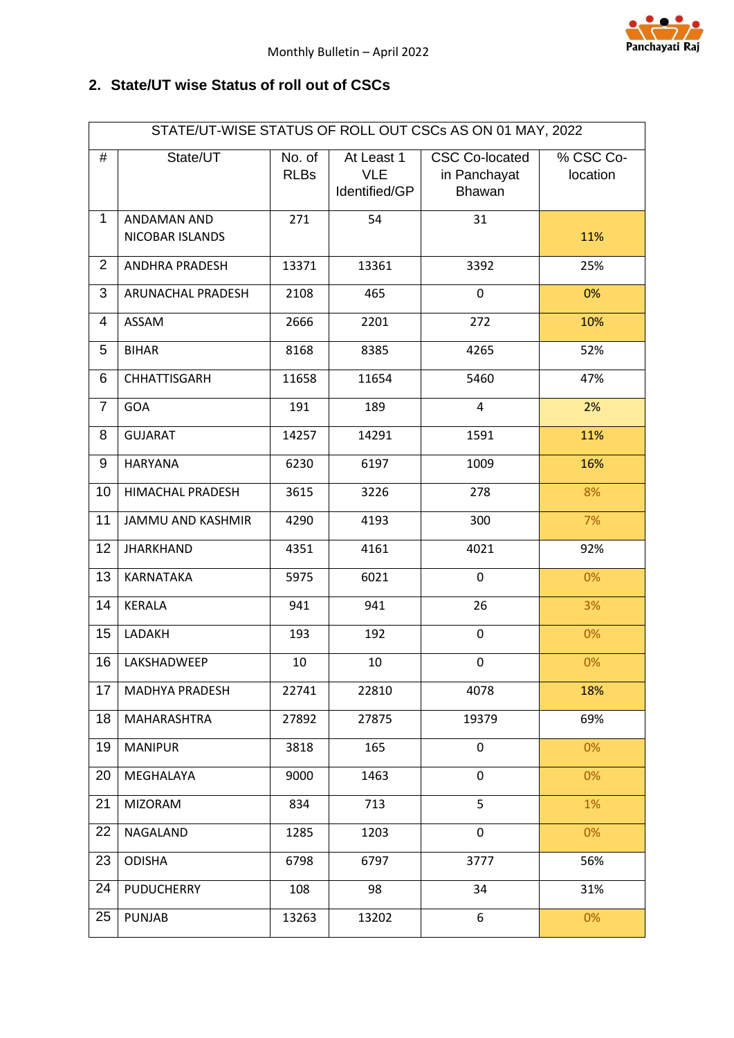## 2. State/UT wise Status of roll out of CSCs

| STATE/UT-WISE STATUS OF ROLL OUT CSCs AS ON 01 MAY, 2022 | | | | | |
|---|---|---|---|---|---|
| # | State/UT | No. of RLBs | At Least 1 VLE Identified/GP | CSC Co-located in Panchayat Bhawan | % CSC Co-location |
| 1 | ANDAMAN AND NICOBAR ISLANDS | 271 | 54 | 31 | 11% |
| 2 | ANDHRA PRADESH | 13371 | 13361 | 3392 | 25% |
| 3 | ARUNACHAL PRADESH | 2108 | 465 | 0 | 0% |
| 4 | ASSAM | 2666 | 2201 | 272 | 10% |
| 5 | BIHAR | 8168 | 8385 | 4265 | 52% |
| 6 | CHHATTISGARH | 11658 | 11654 | 5460 | 47% |
| 7 | GOA | 191 | 189 | 4 | 2% |
| 8 | GUJARAT | 14257 | 14291 | 1591 | 11% |
| 9 | HARYANA | 6230 | 6197 | 1009 | 16% |
| 10 | HIMACHAL PRADESH | 3615 | 3226 | 278 | 8% |
| 11 | JAMMU AND KASHMIR | 4290 | 4193 | 300 | 7% |
| 12 | JHARKHAND | 4351 | 4161 | 4021 | 92% |
| 13 | KARNATAKA | 5975 | 6021 | 0 | 0% |
| 14 | KERALA | 941 | 941 | 26 | 3% |
| 15 | LADAKH | 193 | 192 | 0 | 0% |
| 16 | LAKSHADWEEP | 10 | 10 | 0 | 0% |
| 17 | MADHYA PRADESH | 22741 | 22810 | 4078 | 18% |
| 18 | MAHARASHTRA | 27892 | 27875 | 19379 | 69% |
| 19 | MANIPUR | 3818 | 165 | 0 | 0% |
| 20 | MEGHALAYA | 9000 | 1463 | 0 | 0% |
| 21 | MIZORAM | 834 | 713 | 5 | 1% |
| 22 | NAGALAND | 1285 | 1203 | 0 | 0% |
| 23 | ODISHA | 6798 | 6797 | 3777 | 56% |
| 24 | PUDUCHERRY | 108 | 98 | 34 | 31% |
| 25 | PUNJAB | 13263 | 13202 | 6 | 0% |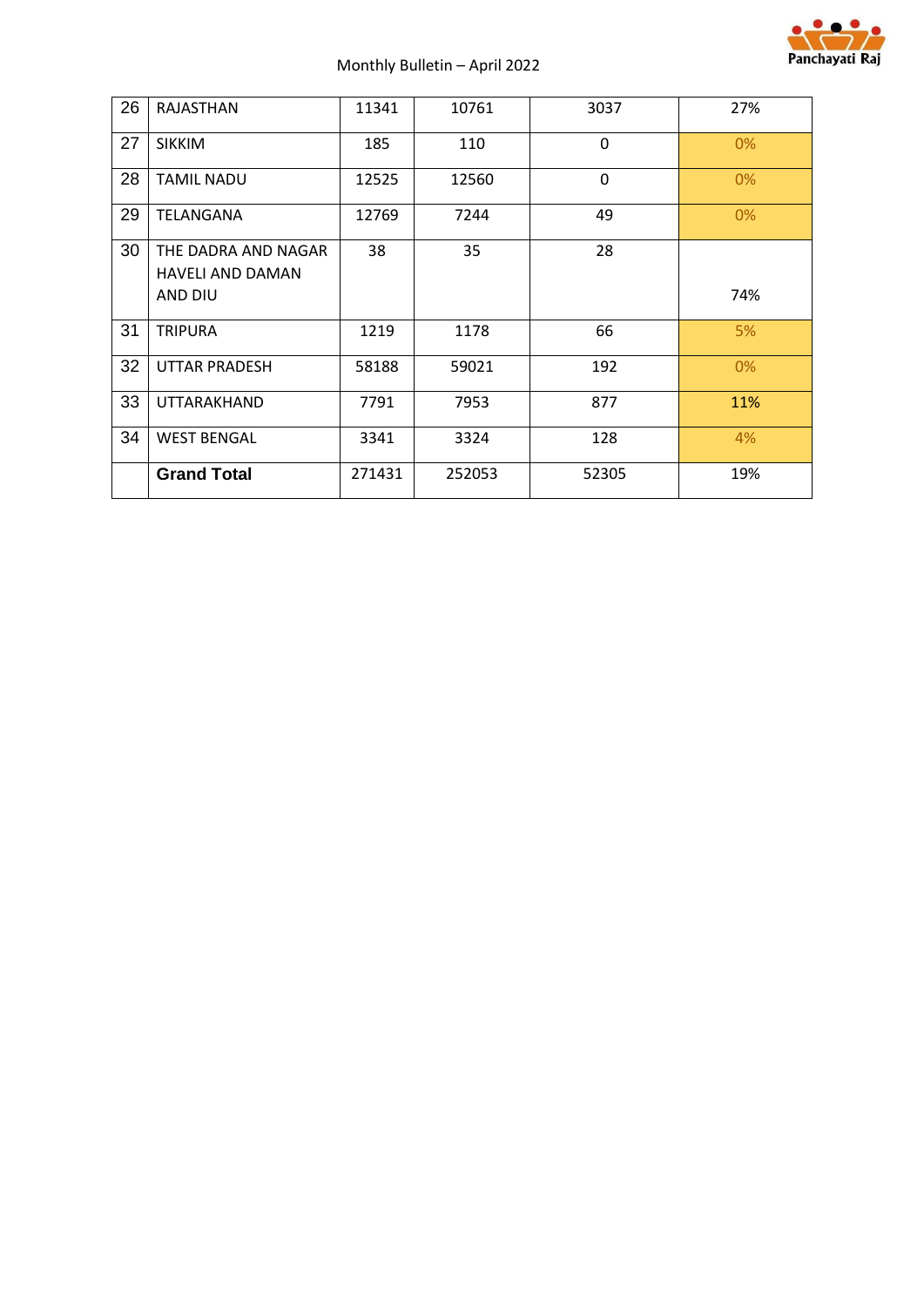| 26 | RAJASTHAN | 11341 | 10761 | 3037 | 27% |
|---|---|---|---|---|---|
| 27 | SIKKIM | 185 | 110 | 0 | 0% |
| 28 | TAMIL NADU | 12525 | 12560 | 0 | 0% |
| 29 | TELANGANA | 12769 | 7244 | 49 | 0% |
| 30 | THE DADRA AND NAGAR HAVELI AND DAMAN AND DIU | 38 | 35 | 28 | 74% |
| 31 | TRIPURA | 1219 | 1178 | 66 | 5% |
| 32 | UTTAR PRADESH | 58188 | 59021 | 192 | 0% |
| 33 | UTTARAKHAND | 7791 | 7953 | 877 | 11% |
| 34 | WEST BENGAL | 3341 | 3324 | 128 | 4% |
| | **Grand Total** | 271431 | 252053 | 52305 | 19% |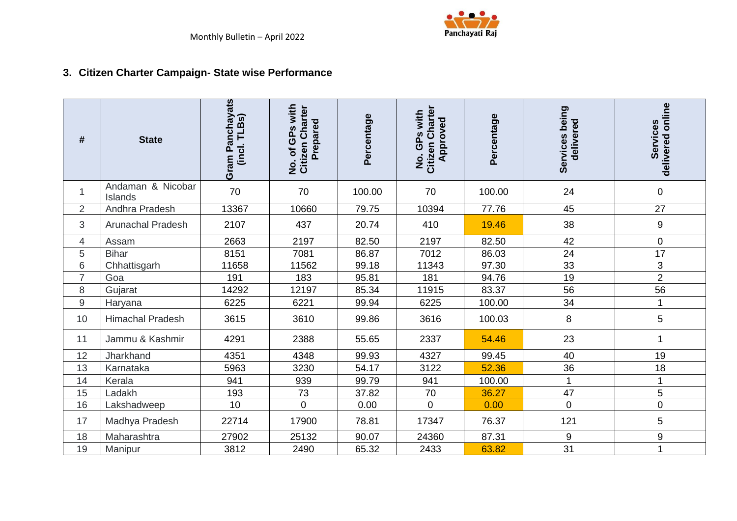## 3. Citizen Charter Campaign- State wise Performance

| # | State | Gram Panchayats (incl. TLBs) | No. of GPs with Citizen Charter Prepared | Percentage | No. GPs with Citizen Charter Approved | Percentage | Services being delivered | Services delivered online |
|---|---|---|---|---|---|---|---|---|
| 1 | Andaman & Nicobar Islands | 70 | 70 | 100.00 | 70 | 100.00 | 24 | 0 |
| 2 | Andhra Pradesh | 13367 | 10660 | 79.75 | 10394 | 77.76 | 45 | 27 |
| 3 | Arunachal Pradesh | 2107 | 437 | 20.74 | 410 | 19.46 | 38 | 9 |
| 4 | Assam | 2663 | 2197 | 82.50 | 2197 | 82.50 | 42 | 0 |
| 5 | Bihar | 8151 | 7081 | 86.87 | 7012 | 86.03 | 24 | 17 |
| 6 | Chhattisgarh | 11658 | 11562 | 99.18 | 11343 | 97.30 | 33 | 3 |
| 7 | Goa | 191 | 183 | 95.81 | 181 | 94.76 | 19 | 2 |
| 8 | Gujarat | 14292 | 12197 | 85.34 | 11915 | 83.37 | 56 | 56 |
| 9 | Haryana | 6225 | 6221 | 99.94 | 6225 | 100.00 | 34 | 1 |
| 10 | Himachal Pradesh | 3615 | 3610 | 99.86 | 3616 | 100.03 | 8 | 5 |
| 11 | Jammu & Kashmir | 4291 | 2388 | 55.65 | 2337 | 54.46 | 23 | 1 |
| 12 | Jharkhand | 4351 | 4348 | 99.93 | 4327 | 99.45 | 40 | 19 |
| 13 | Karnataka | 5963 | 3230 | 54.17 | 3122 | 52.36 | 36 | 18 |
| 14 | Kerala | 941 | 939 | 99.79 | 941 | 100.00 | 1 | 1 |
| 15 | Ladakh | 193 | 73 | 37.82 | 70 | 36.27 | 47 | 5 |
| 16 | Lakshadweep | 10 | 0 | 0.00 | 0 | 0.00 | 0 | 0 |
| 17 | Madhya Pradesh | 22714 | 17900 | 78.81 | 17347 | 76.37 | 121 | 5 |
| 18 | Maharashtra | 27902 | 25132 | 90.07 | 24360 | 87.31 | 9 | 9 |
| 19 | Manipur | 3812 | 2490 | 65.32 | 2433 | 63.82 | 31 | 1 |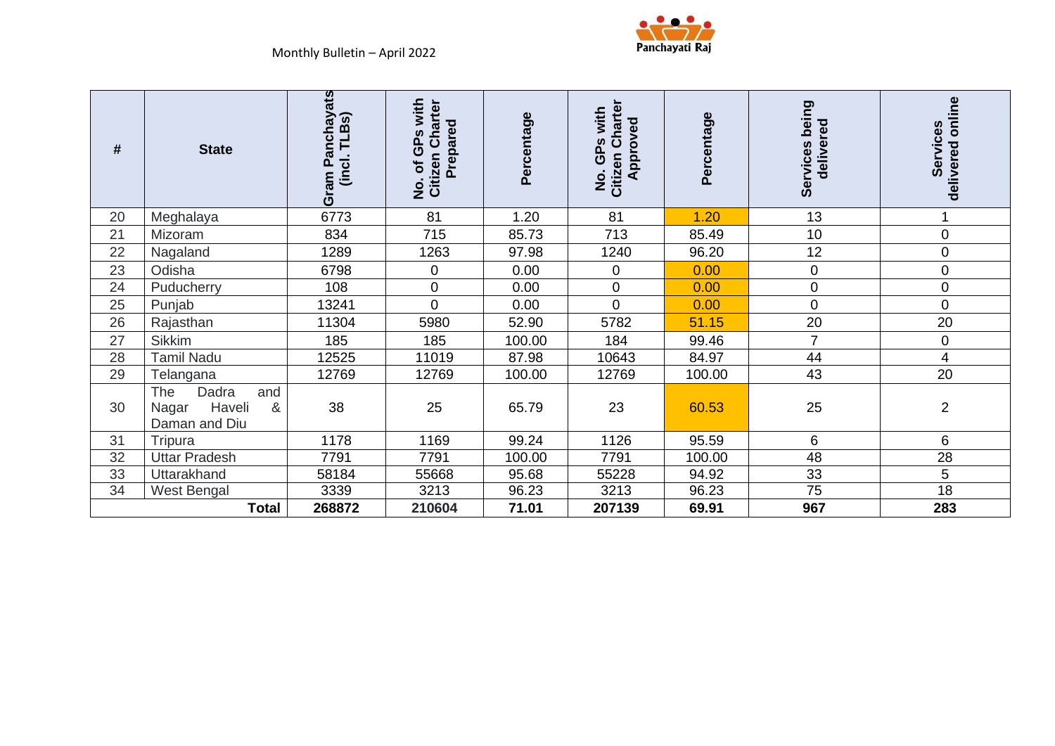| # | State | Gram Panchayats (incl. TLBs) | No. of GPs with Citizen Charter Prepared | Percentage | No. GPs with Citizen Charter Approved | Percentage | Services being delivered | Services delivered online |
|---|---|---|---|---|---|---|---|---|
| 20 | Meghalaya | 6773 | 81 | 1.20 | 81 | 1.20 | 13 | 1 |
| 21 | Mizoram | 834 | 715 | 85.73 | 713 | 85.49 | 10 | 0 |
| 22 | Nagaland | 1289 | 1263 | 97.98 | 1240 | 96.20 | 12 | 0 |
| 23 | Odisha | 6798 | 0 | 0.00 | 0 | 0.00 | 0 | 0 |
| 24 | Puducherry | 108 | 0 | 0.00 | 0 | 0.00 | 0 | 0 |
| 25 | Punjab | 13241 | 0 | 0.00 | 0 | 0.00 | 0 | 0 |
| 26 | Rajasthan | 11304 | 5980 | 52.90 | 5782 | 51.15 | 20 | 20 |
| 27 | Sikkim | 185 | 185 | 100.00 | 184 | 99.46 | 7 | 0 |
| 28 | Tamil Nadu | 12525 | 11019 | 87.98 | 10643 | 84.97 | 44 | 4 |
| 29 | Telangana | 12769 | 12769 | 100.00 | 12769 | 100.00 | 43 | 20 |
| 30 | The Dadra and Nagar Haveli & Daman and Diu | 38 | 25 | 65.79 | 23 | 60.53 | 25 | 2 |
| 31 | Tripura | 1178 | 1169 | 99.24 | 1126 | 95.59 | 6 | 6 |
| 32 | Uttar Pradesh | 7791 | 7791 | 100.00 | 7791 | 100.00 | 48 | 28 |
| 33 | Uttarakhand | 58184 | 55668 | 95.68 | 55228 | 94.92 | 33 | 5 |
| 34 | West Bengal | 3339 | 3213 | 96.23 | 3213 | 96.23 | 75 | 18 |
| | **Total** | **268872** | **210604** | **71.01** | **207139** | **69.91** | **967** | **283** |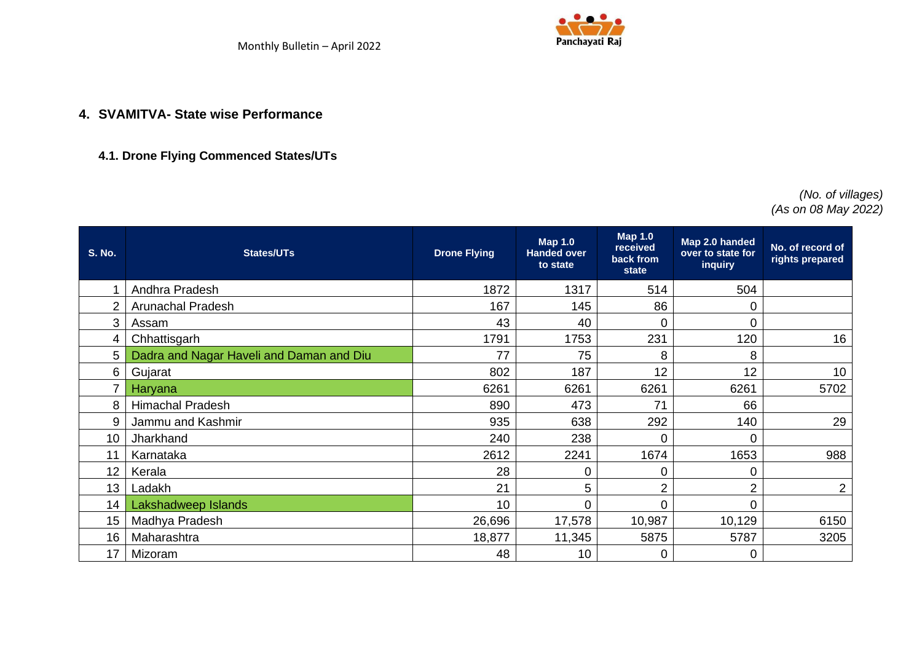## 4. SVAMITVA- State wise Performance

### 4.1. Drone Flying Commenced States/UTs

*(No. of villages)*
*(As on 08 May 2022)*

| S. No. | States/UTs | Drone Flying | Map 1.0 Handed over to state | Map 1.0 received back from state | Map 2.0 handed over to state for inquiry | No. of record of rights prepared |
|---|---|---|---|---|---|---|
| 1 | Andhra Pradesh | 1872 | 1317 | 514 | 504 | |
| 2 | Arunachal Pradesh | 167 | 145 | 86 | 0 | |
| 3 | Assam | 43 | 40 | 0 | 0 | |
| 4 | Chhattisgarh | 1791 | 1753 | 231 | 120 | 16 |
| 5 | Dadra and Nagar Haveli and Daman and Diu | 77 | 75 | 8 | 8 | |
| 6 | Gujarat | 802 | 187 | 12 | 12 | 10 |
| 7 | Haryana | 6261 | 6261 | 6261 | 6261 | 5702 |
| 8 | Himachal Pradesh | 890 | 473 | 71 | 66 | |
| 9 | Jammu and Kashmir | 935 | 638 | 292 | 140 | 29 |
| 10 | Jharkhand | 240 | 238 | 0 | 0 | |
| 11 | Karnataka | 2612 | 2241 | 1674 | 1653 | 988 |
| 12 | Kerala | 28 | 0 | 0 | 0 | |
| 13 | Ladakh | 21 | 5 | 2 | 2 | 2 |
| 14 | Lakshadweep Islands | 10 | 0 | 0 | 0 | |
| 15 | Madhya Pradesh | 26,696 | 17,578 | 10,987 | 10,129 | 6150 |
| 16 | Maharashtra | 18,877 | 11,345 | 5875 | 5787 | 3205 |
| 17 | Mizoram | 48 | 10 | 0 | 0 | |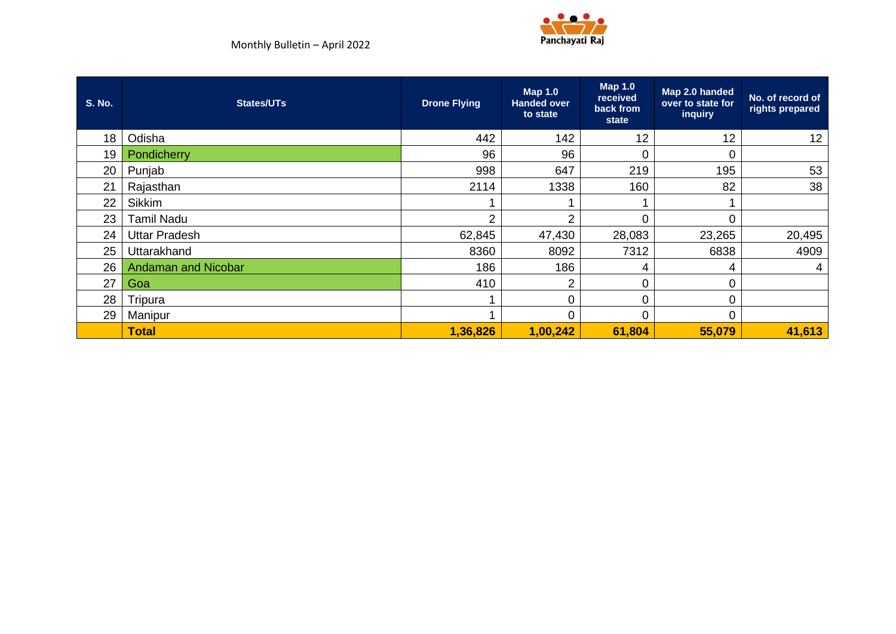| S. No. | States/UTs | Drone Flying | Map 1.0 Handed over to state | Map 1.0 received back from state | Map 2.0 handed over to state for inquiry | No. of record of rights prepared |
|---|---|---|---|---|---|---|
| 18 | Odisha | 442 | 142 | 12 | 12 | 12 |
| 19 | Pondicherry | 96 | 96 | 0 | 0 | |
| 20 | Punjab | 998 | 647 | 219 | 195 | 53 |
| 21 | Rajasthan | 2114 | 1338 | 160 | 82 | 38 |
| 22 | Sikkim | 1 | 1 | 1 | 1 | |
| 23 | Tamil Nadu | 2 | 2 | 0 | 0 | |
| 24 | Uttar Pradesh | 62,845 | 47,430 | 28,083 | 23,265 | 20,495 |
| 25 | Uttarakhand | 8360 | 8092 | 7312 | 6838 | 4909 |
| 26 | Andaman and Nicobar | 186 | 186 | 4 | 4 | 4 |
| 27 | Goa | 410 | 2 | 0 | 0 | |
| 28 | Tripura | 1 | 0 | 0 | 0 | |
| 29 | Manipur | 1 | 0 | 0 | 0 | |
| | **Total** | **1,36,826** | **1,00,242** | **61,804** | **55,079** | **41,613** |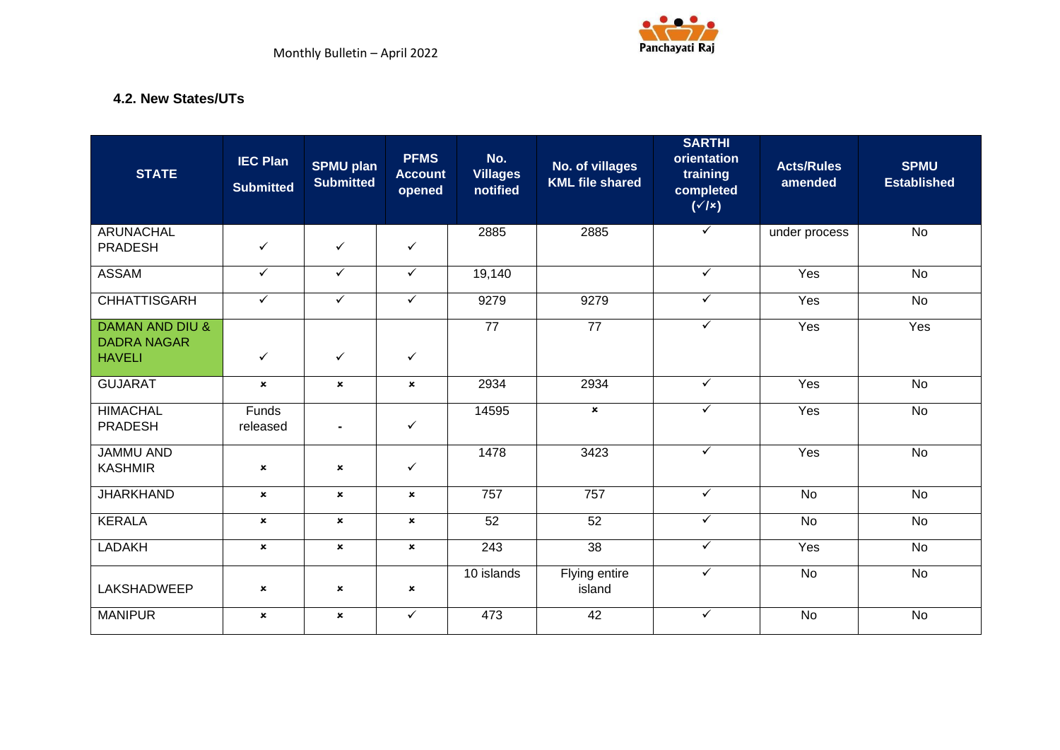### 4.2. New States/UTs

| STATE | IEC Plan Submitted | SPMU plan Submitted | PFMS Account opened | No. Villages notified | No. of villages KML file shared | SARTHI orientation training completed (✓/×) | Acts/Rules amended | SPMU Established |
|---|---|---|---|---|---|---|---|---|
| ARUNACHAL PRADESH | ✓ | ✓ | ✓ | 2885 | 2885 | ✓ | under process | No |
| ASSAM | ✓ | ✓ | ✓ | 19,140 | | ✓ | Yes | No |
| CHHATTISGARH | ✓ | ✓ | ✓ | 9279 | 9279 | ✓ | Yes | No |
| DAMAN AND DIU & DADRA NAGAR HAVELI | ✓ | ✓ | ✓ | 77 | 77 | ✓ | Yes | Yes |
| GUJARAT | × | × | × | 2934 | 2934 | ✓ | Yes | No |
| HIMACHAL PRADESH | Funds released | - | ✓ | 14595 | × | ✓ | Yes | No |
| JAMMU AND KASHMIR | × | × | ✓ | 1478 | 3423 | ✓ | Yes | No |
| JHARKHAND | × | × | × | 757 | 757 | ✓ | No | No |
| KERALA | × | × | × | 52 | 52 | ✓ | No | No |
| LADAKH | × | × | × | 243 | 38 | ✓ | Yes | No |
| LAKSHADWEEP | × | × | × | 10 islands | Flying entire island | ✓ | No | No |
| MANIPUR | × | × | ✓ | 473 | 42 | ✓ | No | No |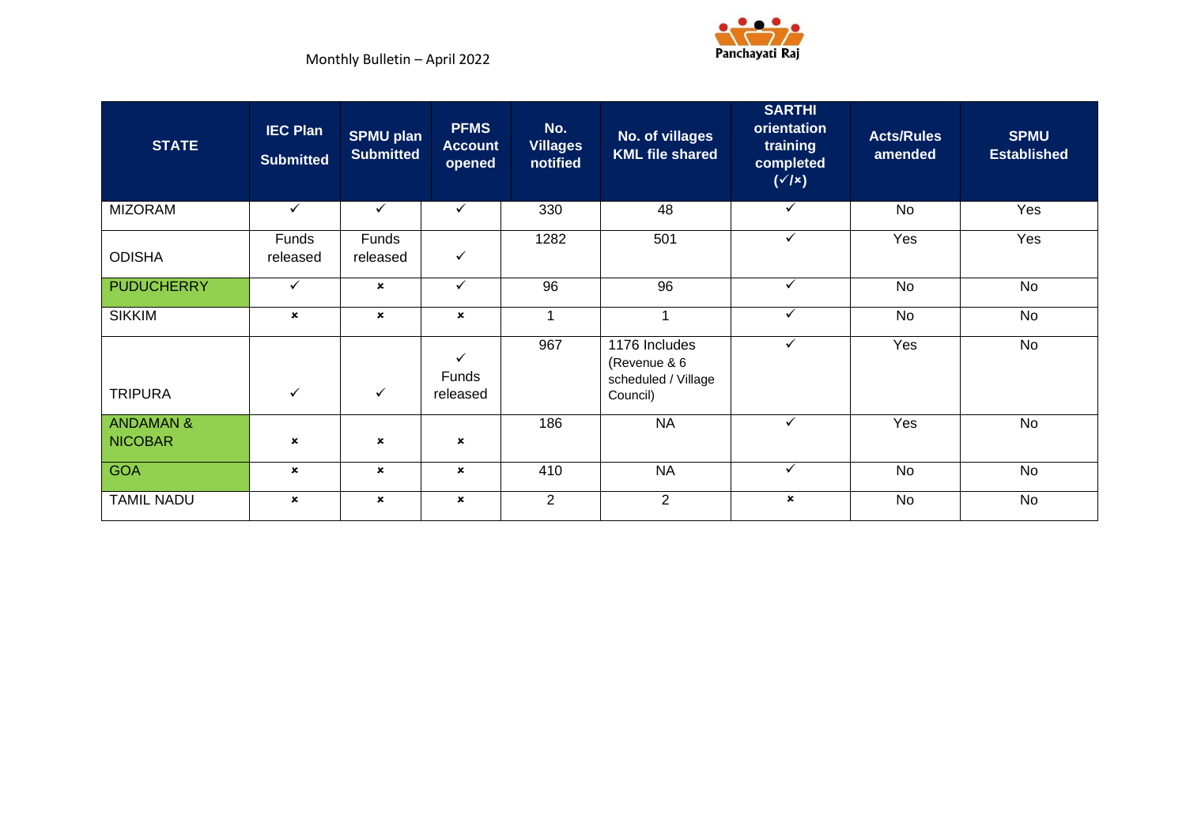| STATE | IEC Plan Submitted | SPMU plan Submitted | PFMS Account opened | No. Villages notified | No. of villages KML file shared | SARTHI orientation training completed (✓/×) | Acts/Rules amended | SPMU Established |
|---|---|---|---|---|---|---|---|---|
| MIZORAM | ✓ | ✓ | ✓ | 330 | 48 | ✓ | No | Yes |
| ODISHA | Funds released | Funds released | ✓ | 1282 | 501 | ✓ | Yes | Yes |
| PUDUCHERRY | ✓ | × | ✓ | 96 | 96 | ✓ | No | No |
| SIKKIM | × | × | × | 1 | 1 | ✓ | No | No |
| TRIPURA | ✓ | ✓ | ✓ Funds released | 967 | 1176 Includes (Revenue & 6 scheduled / Village Council) | ✓ | Yes | No |
| ANDAMAN & NICOBAR | × | × | × | 186 | NA | ✓ | Yes | No |
| GOA | × | × | × | 410 | NA | ✓ | No | No |
| TAMIL NADU | × | × | × | 2 | 2 | × | No | No |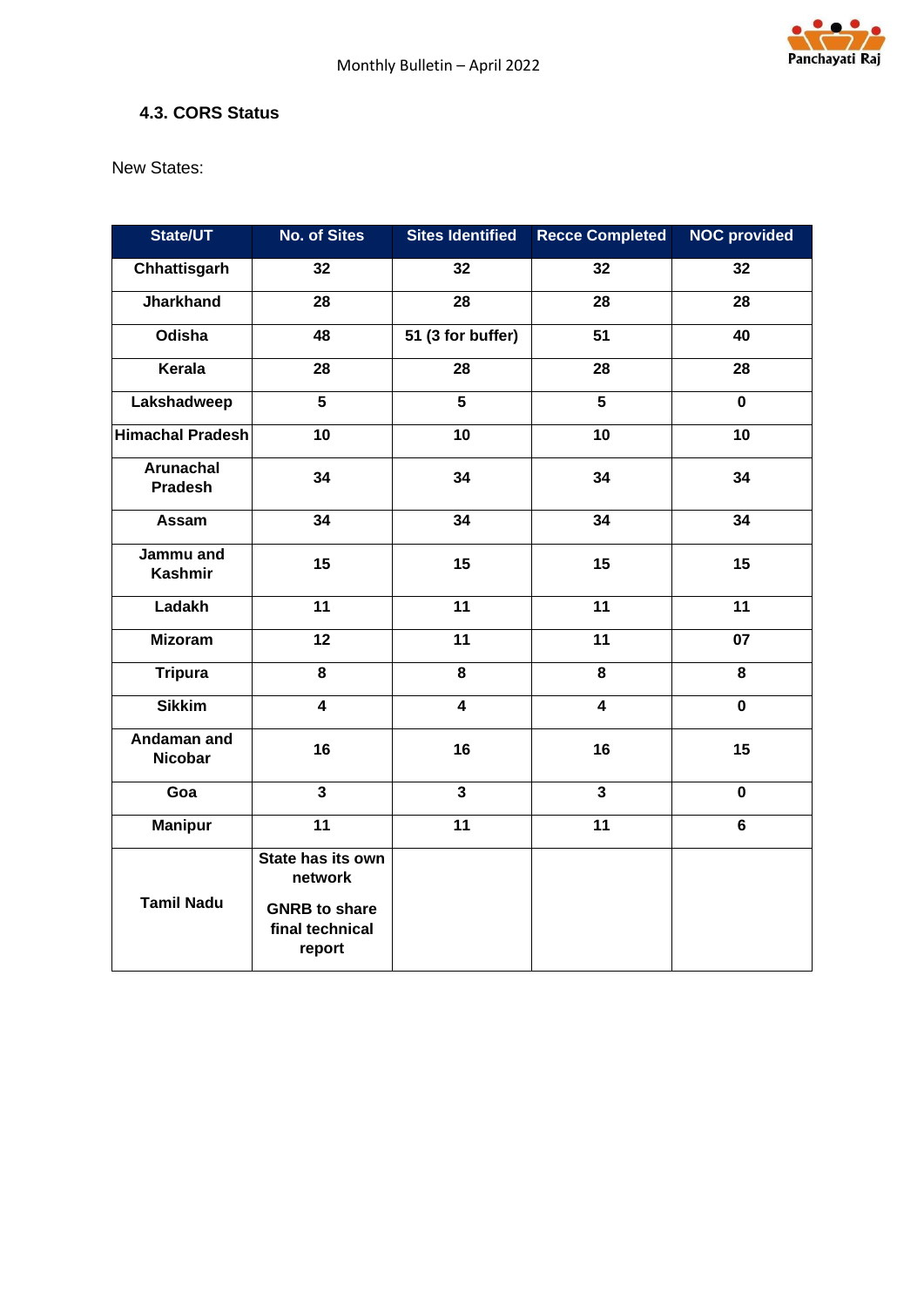### 4.3. CORS Status

New States:

| State/UT | No. of Sites | Sites Identified | Recce Completed | NOC provided |
|---|---|---|---|---|
| Chhattisgarh | 32 | 32 | 32 | 32 |
| Jharkhand | 28 | 28 | 28 | 28 |
| Odisha | 48 | 51 (3 for buffer) | 51 | 40 |
| Kerala | 28 | 28 | 28 | 28 |
| Lakshadweep | 5 | 5 | 5 | 0 |
| Himachal Pradesh | 10 | 10 | 10 | 10 |
| Arunachal Pradesh | 34 | 34 | 34 | 34 |
| Assam | 34 | 34 | 34 | 34 |
| Jammu and Kashmir | 15 | 15 | 15 | 15 |
| Ladakh | 11 | 11 | 11 | 11 |
| Mizoram | 12 | 11 | 11 | 07 |
| Tripura | 8 | 8 | 8 | 8 |
| Sikkim | 4 | 4 | 4 | 0 |
| Andaman and Nicobar | 16 | 16 | 16 | 15 |
| Goa | 3 | 3 | 3 | 0 |
| Manipur | 11 | 11 | 11 | 6 |
| Tamil Nadu | State has its own network<br>GNRB to share final technical report | | | |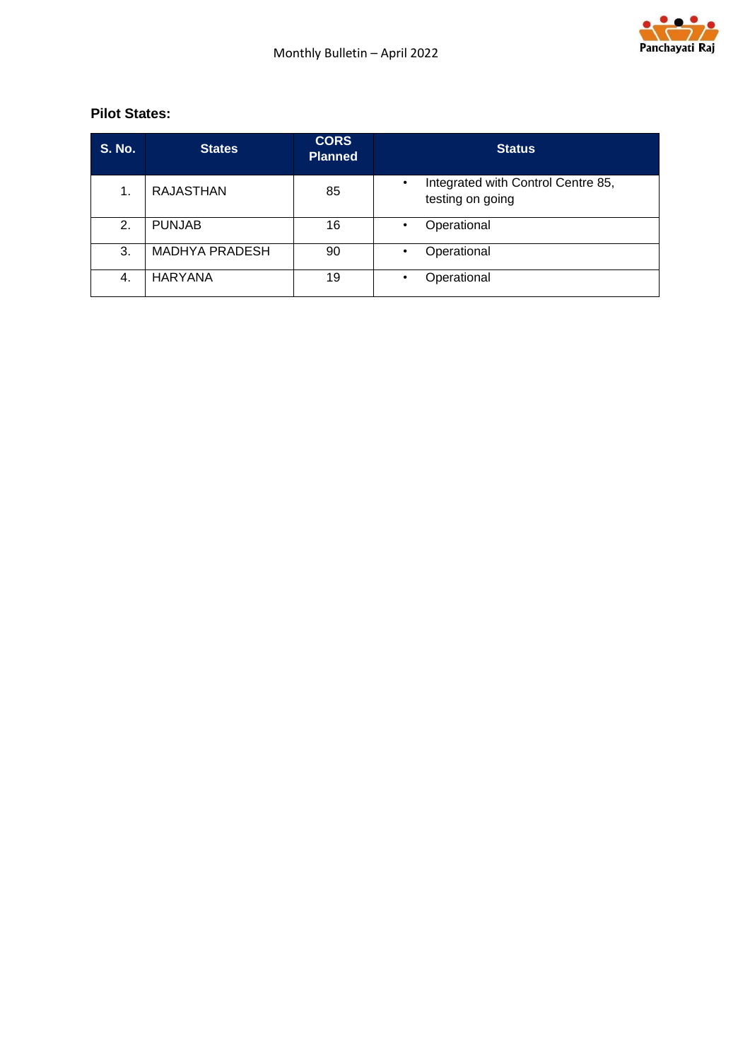**Pilot States:**

| S. No. | States | CORS Planned | Status |
|---|---|---|---|
| 1. | RAJASTHAN | 85 | • Integrated with Control Centre 85, testing on going |
| 2. | PUNJAB | 16 | • Operational |
| 3. | MADHYA PRADESH | 90 | • Operational |
| 4. | HARYANA | 19 | • Operational |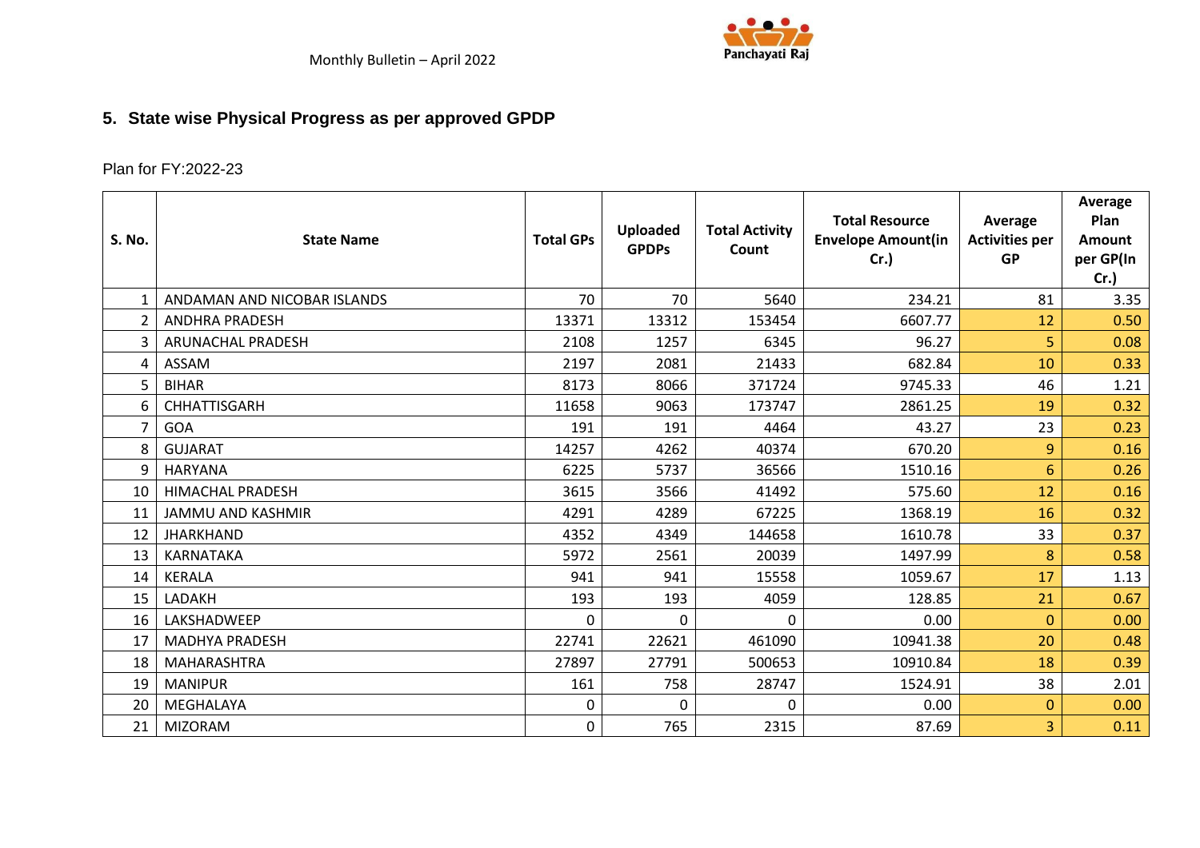## 5. State wise Physical Progress as per approved GPDP

Plan for FY:2022-23

| S. No. | State Name | Total GPs | Uploaded GPDPs | Total Activity Count | Total Resource Envelope Amount(in Cr.) | Average Activities per GP | Average Plan Amount per GP(In Cr.) |
|---|---|---|---|---|---|---|---|
| 1 | ANDAMAN AND NICOBAR ISLANDS | 70 | 70 | 5640 | 234.21 | 81 | 3.35 |
| 2 | ANDHRA PRADESH | 13371 | 13312 | 153454 | 6607.77 | 12 | 0.50 |
| 3 | ARUNACHAL PRADESH | 2108 | 1257 | 6345 | 96.27 | 5 | 0.08 |
| 4 | ASSAM | 2197 | 2081 | 21433 | 682.84 | 10 | 0.33 |
| 5 | BIHAR | 8173 | 8066 | 371724 | 9745.33 | 46 | 1.21 |
| 6 | CHHATTISGARH | 11658 | 9063 | 173747 | 2861.25 | 19 | 0.32 |
| 7 | GOA | 191 | 191 | 4464 | 43.27 | 23 | 0.23 |
| 8 | GUJARAT | 14257 | 4262 | 40374 | 670.20 | 9 | 0.16 |
| 9 | HARYANA | 6225 | 5737 | 36566 | 1510.16 | 6 | 0.26 |
| 10 | HIMACHAL PRADESH | 3615 | 3566 | 41492 | 575.60 | 12 | 0.16 |
| 11 | JAMMU AND KASHMIR | 4291 | 4289 | 67225 | 1368.19 | 16 | 0.32 |
| 12 | JHARKHAND | 4352 | 4349 | 144658 | 1610.78 | 33 | 0.37 |
| 13 | KARNATAKA | 5972 | 2561 | 20039 | 1497.99 | 8 | 0.58 |
| 14 | KERALA | 941 | 941 | 15558 | 1059.67 | 17 | 1.13 |
| 15 | LADAKH | 193 | 193 | 4059 | 128.85 | 21 | 0.67 |
| 16 | LAKSHADWEEP | 0 | 0 | 0 | 0.00 | 0 | 0.00 |
| 17 | MADHYA PRADESH | 22741 | 22621 | 461090 | 10941.38 | 20 | 0.48 |
| 18 | MAHARASHTRA | 27897 | 27791 | 500653 | 10910.84 | 18 | 0.39 |
| 19 | MANIPUR | 161 | 758 | 28747 | 1524.91 | 38 | 2.01 |
| 20 | MEGHALAYA | 0 | 0 | 0 | 0.00 | 0 | 0.00 |
| 21 | MIZORAM | 0 | 765 | 2315 | 87.69 | 3 | 0.11 |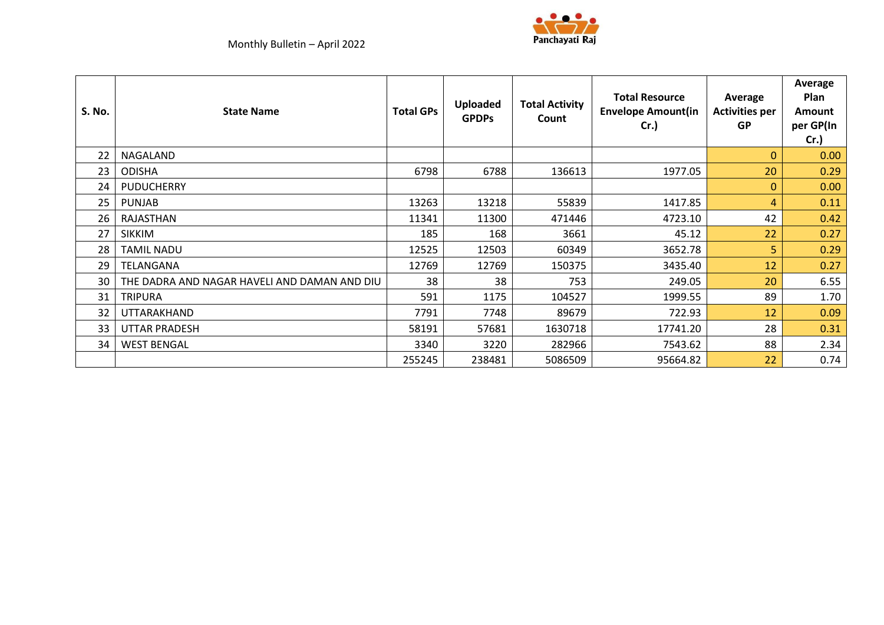| S. No. | State Name | Total GPs | Uploaded GPDPs | Total Activity Count | Total Resource Envelope Amount(in Cr.) | Average Activities per GP | Average Plan Amount per GP(In Cr.) |
|---|---|---|---|---|---|---|---|
| 22 | NAGALAND | | | | | 0 | 0.00 |
| 23 | ODISHA | 6798 | 6788 | 136613 | 1977.05 | 20 | 0.29 |
| 24 | PUDUCHERRY | | | | | 0 | 0.00 |
| 25 | PUNJAB | 13263 | 13218 | 55839 | 1417.85 | 4 | 0.11 |
| 26 | RAJASTHAN | 11341 | 11300 | 471446 | 4723.10 | 42 | 0.42 |
| 27 | SIKKIM | 185 | 168 | 3661 | 45.12 | 22 | 0.27 |
| 28 | TAMIL NADU | 12525 | 12503 | 60349 | 3652.78 | 5 | 0.29 |
| 29 | TELANGANA | 12769 | 12769 | 150375 | 3435.40 | 12 | 0.27 |
| 30 | THE DADRA AND NAGAR HAVELI AND DAMAN AND DIU | 38 | 38 | 753 | 249.05 | 20 | 6.55 |
| 31 | TRIPURA | 591 | 1175 | 104527 | 1999.55 | 89 | 1.70 |
| 32 | UTTARAKHAND | 7791 | 7748 | 89679 | 722.93 | 12 | 0.09 |
| 33 | UTTAR PRADESH | 58191 | 57681 | 1630718 | 17741.20 | 28 | 0.31 |
| 34 | WEST BENGAL | 3340 | 3220 | 282966 | 7543.62 | 88 | 2.34 |
| | | 255245 | 238481 | 5086509 | 95664.82 | 22 | 0.74 |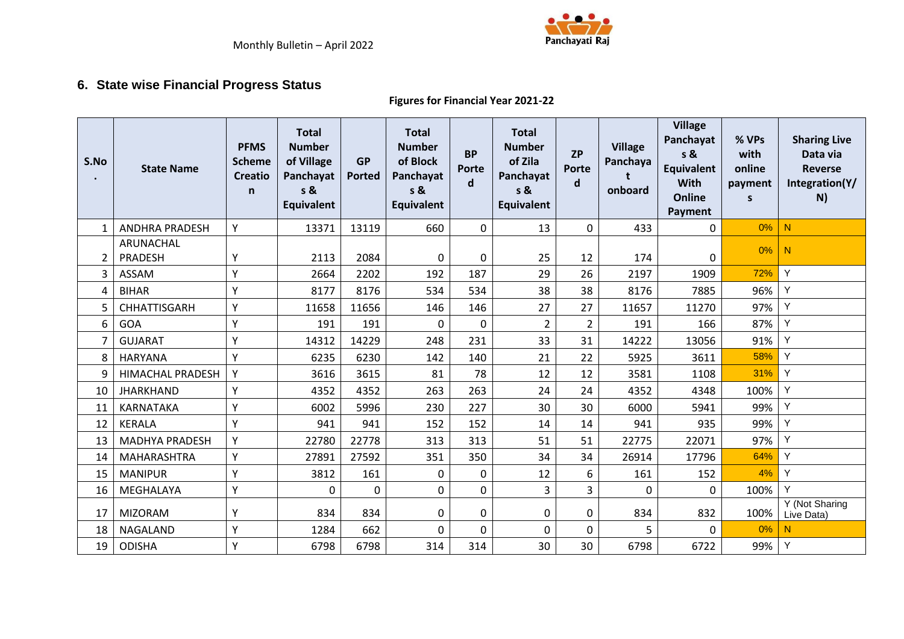## 6. State wise Financial Progress Status

**Figures for Financial Year 2021-22**

| S.No. | State Name | PFMS Scheme Creation | Total Number of Village Panchayats & Equivalent | GP Ported | Total Number of Block Panchayats & Equivalent | BP Ported | Total Number of Zila Panchayats & Equivalent | ZP Ported | Village Panchayat onboard | Village Panchayats & Equivalent With Online Payment | % VPs with online payments | Sharing Live Data via Reverse Integration(Y/N) |
|---|---|---|---|---|---|---|---|---|---|---|---|---|
| 1 | ANDHRA PRADESH | Y | 13371 | 13119 | 660 | 0 | 13 | 0 | 433 | 0 | 0% | N |
| 2 | ARUNACHAL PRADESH | Y | 2113 | 2084 | 0 | 0 | 25 | 12 | 174 | 0 | 0% | N |
| 3 | ASSAM | Y | 2664 | 2202 | 192 | 187 | 29 | 26 | 2197 | 1909 | 72% | Y |
| 4 | BIHAR | Y | 8177 | 8176 | 534 | 534 | 38 | 38 | 8176 | 7885 | 96% | Y |
| 5 | CHHATTISGARH | Y | 11658 | 11656 | 146 | 146 | 27 | 27 | 11657 | 11270 | 97% | Y |
| 6 | GOA | Y | 191 | 191 | 0 | 0 | 2 | 2 | 191 | 166 | 87% | Y |
| 7 | GUJARAT | Y | 14312 | 14229 | 248 | 231 | 33 | 31 | 14222 | 13056 | 91% | Y |
| 8 | HARYANA | Y | 6235 | 6230 | 142 | 140 | 21 | 22 | 5925 | 3611 | 58% | Y |
| 9 | HIMACHAL PRADESH | Y | 3616 | 3615 | 81 | 78 | 12 | 12 | 3581 | 1108 | 31% | Y |
| 10 | JHARKHAND | Y | 4352 | 4352 | 263 | 263 | 24 | 24 | 4352 | 4348 | 100% | Y |
| 11 | KARNATAKA | Y | 6002 | 5996 | 230 | 227 | 30 | 30 | 6000 | 5941 | 99% | Y |
| 12 | KERALA | Y | 941 | 941 | 152 | 152 | 14 | 14 | 941 | 935 | 99% | Y |
| 13 | MADHYA PRADESH | Y | 22780 | 22778 | 313 | 313 | 51 | 51 | 22775 | 22071 | 97% | Y |
| 14 | MAHARASHTRA | Y | 27891 | 27592 | 351 | 350 | 34 | 34 | 26914 | 17796 | 64% | Y |
| 15 | MANIPUR | Y | 3812 | 161 | 0 | 0 | 12 | 6 | 161 | 152 | 4% | Y |
| 16 | MEGHALAYA | Y | 0 | 0 | 0 | 0 | 3 | 3 | 0 | 0 | 100% | Y |
| 17 | MIZORAM | Y | 834 | 834 | 0 | 0 | 0 | 0 | 834 | 832 | 100% | Y (Not Sharing Live Data) |
| 18 | NAGALAND | Y | 1284 | 662 | 0 | 0 | 0 | 0 | 5 | 0 | 0% | N |
| 19 | ODISHA | Y | 6798 | 6798 | 314 | 314 | 30 | 30 | 6798 | 6722 | 99% | Y |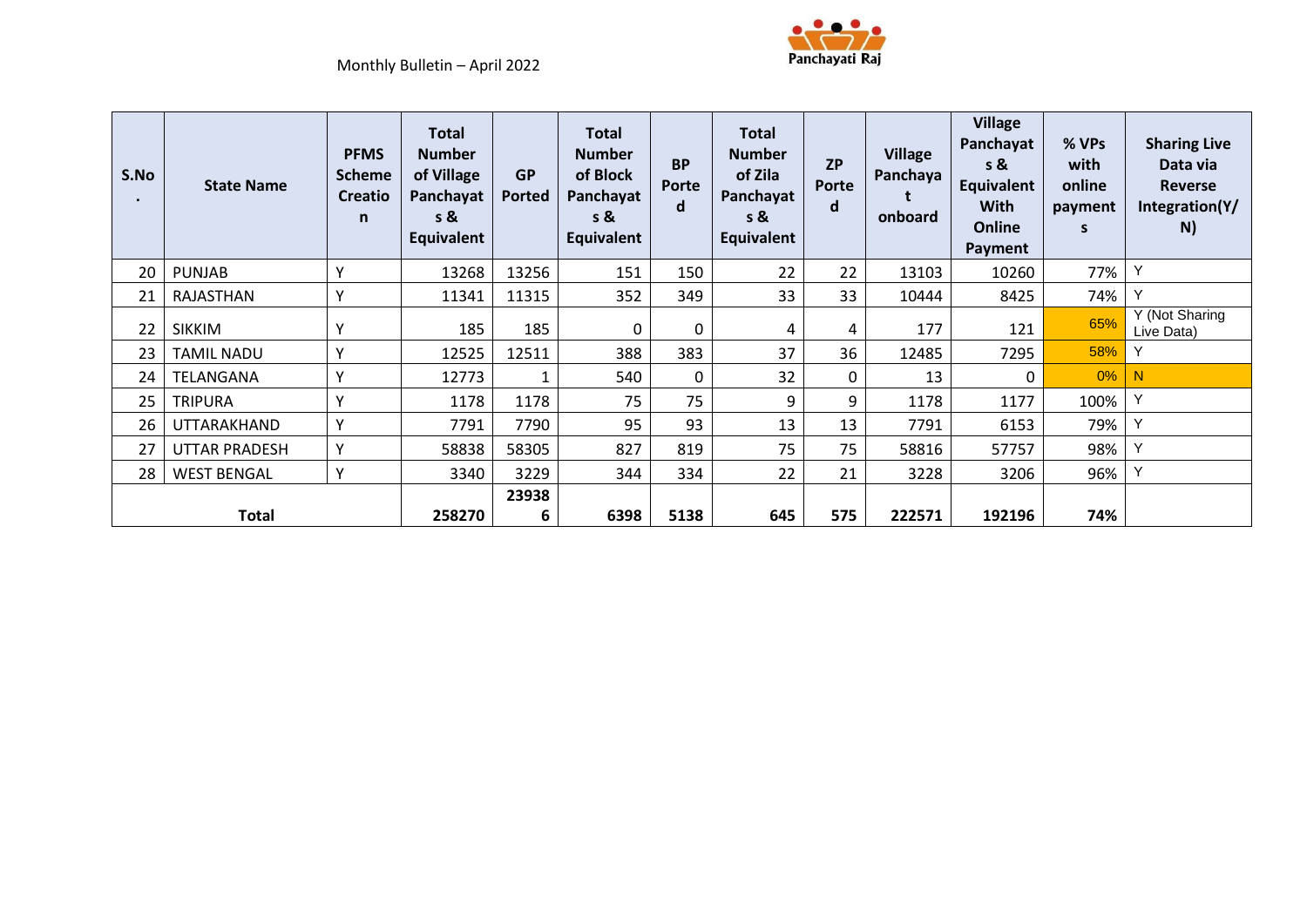| S.No. | State Name | PFMS Scheme Creation | Total Number of Village Panchayats & Equivalent | GP Ported | Total Number of Block Panchayats & Equivalent | BP Ported | Total Number of Zila Panchayats & Equivalent | ZP Ported | Village Panchayat onboard | Village Panchayats & Equivalent With Online Payment | % VPs with online payments | Sharing Live Data via Reverse Integration(Y/N) |
|---|---|---|---|---|---|---|---|---|---|---|---|---|
| 20 | PUNJAB | Y | 13268 | 13256 | 151 | 150 | 22 | 22 | 13103 | 10260 | 77% | Y |
| 21 | RAJASTHAN | Y | 11341 | 11315 | 352 | 349 | 33 | 33 | 10444 | 8425 | 74% | Y |
| 22 | SIKKIM | Y | 185 | 185 | 0 | 0 | 4 | 4 | 177 | 121 | 65% | Y (Not Sharing Live Data) |
| 23 | TAMIL NADU | Y | 12525 | 12511 | 388 | 383 | 37 | 36 | 12485 | 7295 | 58% | Y |
| 24 | TELANGANA | Y | 12773 | 1 | 540 | 0 | 32 | 0 | 13 | 0 | 0% | N |
| 25 | TRIPURA | Y | 1178 | 1178 | 75 | 75 | 9 | 9 | 1178 | 1177 | 100% | Y |
| 26 | UTTARAKHAND | Y | 7791 | 7790 | 95 | 93 | 13 | 13 | 7791 | 6153 | 79% | Y |
| 27 | UTTAR PRADESH | Y | 58838 | 58305 | 827 | 819 | 75 | 75 | 58816 | 57757 | 98% | Y |
| 28 | WEST BENGAL | Y | 3340 | 3229 | 344 | 334 | 22 | 21 | 3228 | 3206 | 96% | Y |
| **Total** | | | **258270** | **239386** | **6398** | **5138** | **645** | **575** | **222571** | **192196** | **74%** | |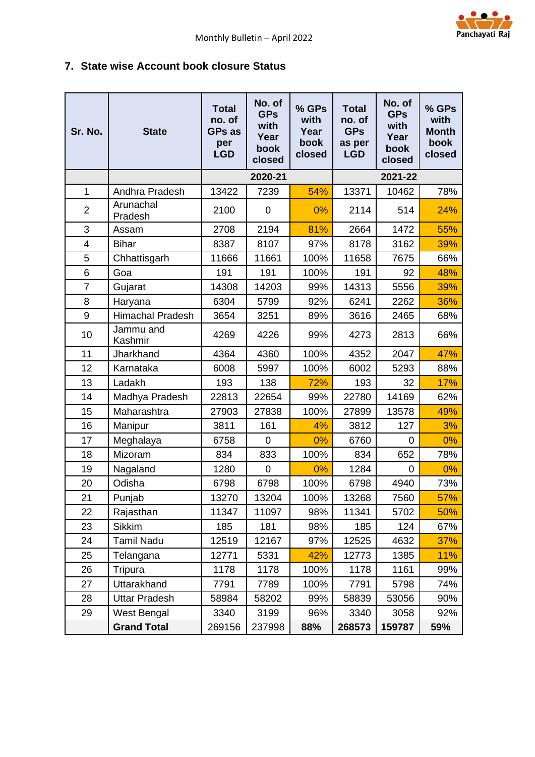## 7. State wise Account book closure Status

| Sr. No. | State | Total no. of GPs as per LGD | No. of GPs with Year book closed | % GPs with Year book closed | Total no. of GPs as per LGD | No. of GPs with Year book closed | % GPs with Month book closed |
|---|---|---|---|---|---|---|---|
| | | 2020-21 | | | 2021-22 | | |
| 1 | Andhra Pradesh | 13422 | 7239 | 54% | 13371 | 10462 | 78% |
| 2 | Arunachal Pradesh | 2100 | 0 | 0% | 2114 | 514 | 24% |
| 3 | Assam | 2708 | 2194 | 81% | 2664 | 1472 | 55% |
| 4 | Bihar | 8387 | 8107 | 97% | 8178 | 3162 | 39% |
| 5 | Chhattisgarh | 11666 | 11661 | 100% | 11658 | 7675 | 66% |
| 6 | Goa | 191 | 191 | 100% | 191 | 92 | 48% |
| 7 | Gujarat | 14308 | 14203 | 99% | 14313 | 5556 | 39% |
| 8 | Haryana | 6304 | 5799 | 92% | 6241 | 2262 | 36% |
| 9 | Himachal Pradesh | 3654 | 3251 | 89% | 3616 | 2465 | 68% |
| 10 | Jammu and Kashmir | 4269 | 4226 | 99% | 4273 | 2813 | 66% |
| 11 | Jharkhand | 4364 | 4360 | 100% | 4352 | 2047 | 47% |
| 12 | Karnataka | 6008 | 5997 | 100% | 6002 | 5293 | 88% |
| 13 | Ladakh | 193 | 138 | 72% | 193 | 32 | 17% |
| 14 | Madhya Pradesh | 22813 | 22654 | 99% | 22780 | 14169 | 62% |
| 15 | Maharashtra | 27903 | 27838 | 100% | 27899 | 13578 | 49% |
| 16 | Manipur | 3811 | 161 | 4% | 3812 | 127 | 3% |
| 17 | Meghalaya | 6758 | 0 | 0% | 6760 | 0 | 0% |
| 18 | Mizoram | 834 | 833 | 100% | 834 | 652 | 78% |
| 19 | Nagaland | 1280 | 0 | 0% | 1284 | 0 | 0% |
| 20 | Odisha | 6798 | 6798 | 100% | 6798 | 4940 | 73% |
| 21 | Punjab | 13270 | 13204 | 100% | 13268 | 7560 | 57% |
| 22 | Rajasthan | 11347 | 11097 | 98% | 11341 | 5702 | 50% |
| 23 | Sikkim | 185 | 181 | 98% | 185 | 124 | 67% |
| 24 | Tamil Nadu | 12519 | 12167 | 97% | 12525 | 4632 | 37% |
| 25 | Telangana | 12771 | 5331 | 42% | 12773 | 1385 | 11% |
| 26 | Tripura | 1178 | 1178 | 100% | 1178 | 1161 | 99% |
| 27 | Uttarakhand | 7791 | 7789 | 100% | 7791 | 5798 | 74% |
| 28 | Uttar Pradesh | 58984 | 58202 | 99% | 58839 | 53056 | 90% |
| 29 | West Bengal | 3340 | 3199 | 96% | 3340 | 3058 | 92% |
| | **Grand Total** | 269156 | 237998 | **88%** | **268573** | **159787** | **59%** |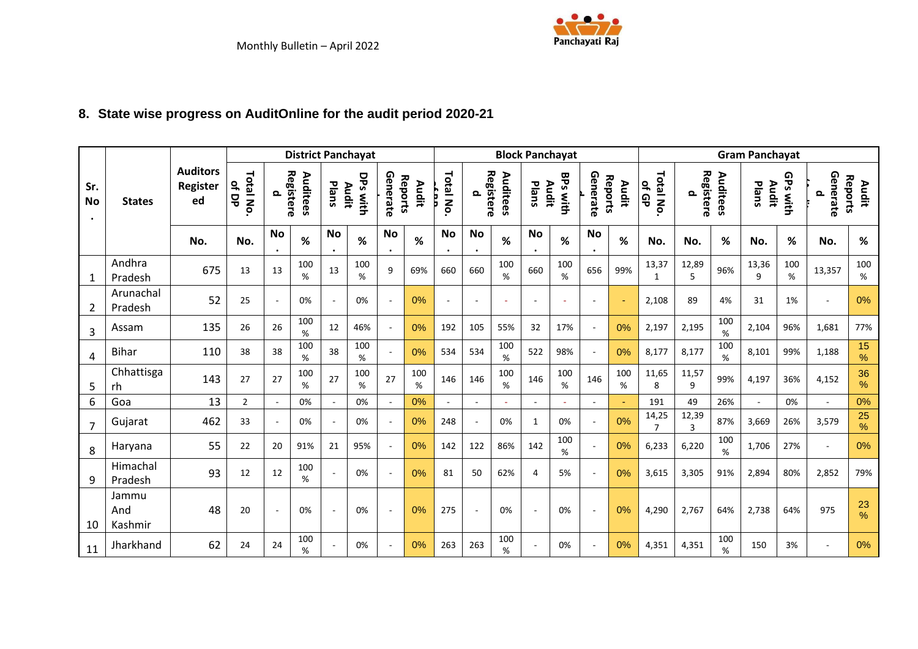## 8. State wise progress on AuditOnline for the audit period 2020-21

| Sr. No. | States | Auditors Registered | District Panchayat | | | | | | | Block Panchayat | | | | | | | Gram Panchayat | | | | | | |
|---|---|---|---|---|---|---|---|---|---|---|---|---|---|---|---|---|---|---|---|---|---|---|---|
| | | | Total No. of DP | Auditees Registered | | DPs with Audit Plans | | Audit Reports Generated | | Total No. of BP | Auditees Registered | | BPs with Audit Plans | | Audit Reports Generated | | Total No. of GP | Auditees Registered | | GPs with Audit Plans | | Audit Reports Generated | |
| | | No. | No. | No. | % | No. | % | No. | % | No. | No. | % | No. | % | No. | % | No. | No. | % | No. | % | No. | % |
| 1 | Andhra Pradesh | 675 | 13 | 13 | 100% | 13 | 100% | 9 | 69% | 660 | 660 | 100% | 660 | 100% | 656 | 99% | 13,371 | 12,895 | 96% | 13,369 | 100% | 13,357 | 100% |
| 2 | Arunachal Pradesh | 52 | 25 | - | 0% | - | 0% | - | 0% | - | - | - | - | - | - | - | 2,108 | 89 | 4% | 31 | 1% | - | 0% |
| 3 | Assam | 135 | 26 | 26 | 100% | 12 | 46% | - | 0% | 192 | 105 | 55% | 32 | 17% | - | 0% | 2,197 | 2,195 | 100% | 2,104 | 96% | 1,681 | 77% |
| 4 | Bihar | 110 | 38 | 38 | 100% | 38 | 100% | - | 0% | 534 | 534 | 100% | 522 | 98% | - | 0% | 8,177 | 8,177 | 100% | 8,101 | 99% | 1,188 | 15% |
| 5 | Chhattisgarh | 143 | 27 | 27 | 100% | 27 | 100% | 27 | 100% | 146 | 146 | 100% | 146 | 100% | 146 | 100% | 11,658 | 11,579 | 99% | 4,197 | 36% | 4,152 | 36% |
| 6 | Goa | 13 | 2 | - | 0% | - | 0% | - | 0% | - | - | - | - | - | - | - | 191 | 49 | 26% | - | 0% | - | 0% |
| 7 | Gujarat | 462 | 33 | - | 0% | - | 0% | - | 0% | 248 | - | 0% | 1 | 0% | - | 0% | 14,257 | 12,393 | 87% | 3,669 | 26% | 3,579 | 25% |
| 8 | Haryana | 55 | 22 | 20 | 91% | 21 | 95% | - | 0% | 142 | 122 | 86% | 142 | 100% | - | 0% | 6,233 | 6,220 | 100% | 1,706 | 27% | - | 0% |
| 9 | Himachal Pradesh | 93 | 12 | 12 | 100% | - | 0% | - | 0% | 81 | 50 | 62% | 4 | 5% | - | 0% | 3,615 | 3,305 | 91% | 2,894 | 80% | 2,852 | 79% |
| 10 | Jammu And Kashmir | 48 | 20 | - | 0% | - | 0% | - | 0% | 275 | - | 0% | - | 0% | - | 0% | 4,290 | 2,767 | 64% | 2,738 | 64% | 975 | 23% |
| 11 | Jharkhand | 62 | 24 | 24 | 100% | - | 0% | - | 0% | 263 | 263 | 100% | - | 0% | - | 0% | 4,351 | 4,351 | 100% | 150 | 3% | - | 0% |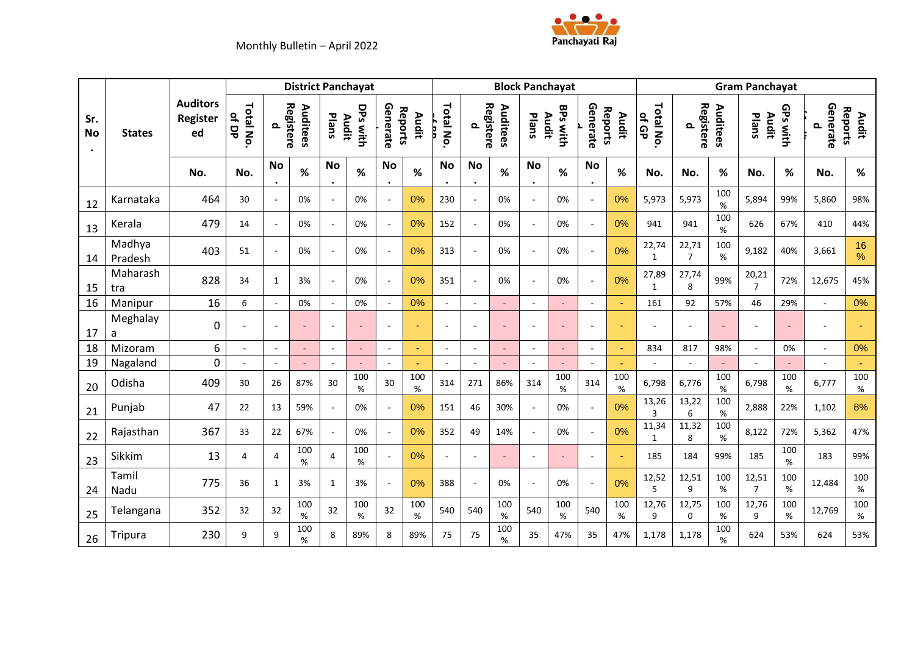Monthly Bulletin – April 2022

| Sr. No. | States | Auditors Registered | District Panchayat | | | | | | | Block Panchayat | | | | | | | Gram Panchayat | | | | | | |
|---|---|---|---|---|---|---|---|---|---|---|---|---|---|---|---|---|---|---|---|---|---|---|---|
| | | | Total No. of DP | Auditees Registered | | DPs with Audit Plans | | Audit Reports Generated | | Total No. of BP | Auditees Registered | | BPs with Audit Plans | | Audit Reports Generated | | Total No. of GP | Auditees Registered | | GPs with Audit Plans | | Audit Reports Generated | |
| | | No. | No. | No. | % | No. | % | No. | % | No. | No. | % | No. | % | No. | % | No. | No. | % | No. | % | No. | % |
| 12 | Karnataka | 464 | 30 | - | 0% | - | 0% | - | 0% | 230 | - | 0% | - | 0% | - | 0% | 5,973 | 5,973 | 100% | 5,894 | 99% | 5,860 | 98% |
| 13 | Kerala | 479 | 14 | - | 0% | - | 0% | - | 0% | 152 | - | 0% | - | 0% | - | 0% | 941 | 941 | 100% | 626 | 67% | 410 | 44% |
| 14 | Madhya Pradesh | 403 | 51 | - | 0% | - | 0% | - | 0% | 313 | - | 0% | - | 0% | - | 0% | 22,741 | 22,717 | 100% | 9,182 | 40% | 3,661 | 16% |
| 15 | Maharashtra | 828 | 34 | 1 | 3% | - | 0% | - | 0% | 351 | - | 0% | - | 0% | - | 0% | 27,891 | 27,748 | 99% | 20,217 | 72% | 12,675 | 45% |
| 16 | Manipur | 16 | 6 | - | 0% | - | 0% | - | 0% | - | - | - | - | - | - | - | 161 | 92 | 57% | 46 | 29% | - | 0% |
| 17 | Meghalaya | 0 | - | - | - | - | - | - | - | - | - | - | - | - | - | - | - | - | - | - | - | - | - |
| 18 | Mizoram | 6 | - | - | - | - | - | - | - | - | - | - | - | - | - | - | 834 | 817 | 98% | - | 0% | - | 0% |
| 19 | Nagaland | 0 | - | - | - | - | - | - | - | - | - | - | - | - | - | - | - | - | - | - | - | - | - |
| 20 | Odisha | 409 | 30 | 26 | 87% | 30 | 100% | 30 | 100% | 314 | 271 | 86% | 314 | 100% | 314 | 100% | 6,798 | 6,776 | 100% | 6,798 | 100% | 6,777 | 100% |
| 21 | Punjab | 47 | 22 | 13 | 59% | - | 0% | - | 0% | 151 | 46 | 30% | - | 0% | - | 0% | 13,263 | 13,226 | 100% | 2,888 | 22% | 1,102 | 8% |
| 22 | Rajasthan | 367 | 33 | 22 | 67% | - | 0% | - | 0% | 352 | 49 | 14% | - | 0% | - | 0% | 11,341 | 11,328 | 100% | 8,122 | 72% | 5,362 | 47% |
| 23 | Sikkim | 13 | 4 | 4 | 100% | 4 | 100% | - | 0% | - | - | - | - | - | - | - | 185 | 184 | 99% | 185 | 100% | 183 | 99% |
| 24 | Tamil Nadu | 775 | 36 | 1 | 3% | 1 | 3% | - | 0% | 388 | - | 0% | - | 0% | - | 0% | 12,525 | 12,519 | 100% | 12,517 | 100% | 12,484 | 100% |
| 25 | Telangana | 352 | 32 | 32 | 100% | 32 | 100% | 32 | 100% | 540 | 540 | 100% | 540 | 100% | 540 | 100% | 12,769 | 12,750 | 100% | 12,769 | 100% | 12,769 | 100% |
| 26 | Tripura | 230 | 9 | 9 | 100% | 8 | 89% | 8 | 89% | 75 | 75 | 100% | 35 | 47% | 35 | 47% | 1,178 | 1,178 | 100% | 624 | 53% | 624 | 53% |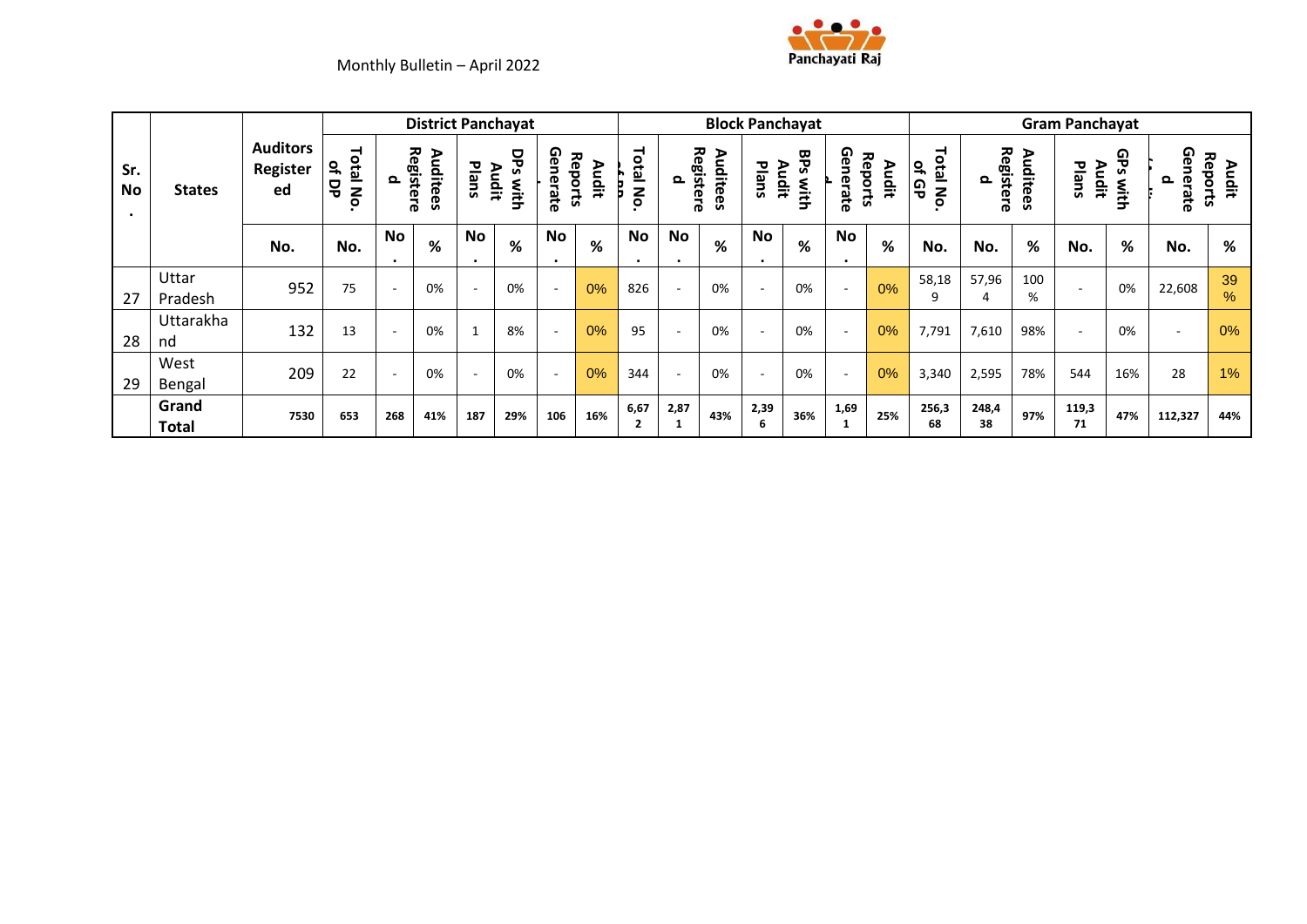Monthly Bulletin – April 2022

| Sr. No. | States | Auditors Registered | District Panchayat | | | | | | | Block Panchayat | | | | | | | Gram Panchayat | | | | | | |
|---|---|---|---|---|---|---|---|---|---|---|---|---|---|---|---|---|---|---|---|---|---|---|---|
| | | | Total No. of DP | Auditees Registered | | DPs with Audit Plans | | Audit Reports Generated | | Total No. of BP | Auditees Registered | | BPs with Audit Plans | | Audit Reports Generated | | Total No. of GP | Auditees Registered | | GPs with Audit Plans | | Audit Reports Generated | |
| | | No. | No. | No. | % | No. | % | No. | % | No. | No. | % | No. | % | No. | % | No. | No. | % | No. | % | No. | % |
| 27 | Uttar Pradesh | 952 | 75 | - | 0% | - | 0% | - | 0% | 826 | - | 0% | - | 0% | - | 0% | 58,189 | 57,964 | 100% | - | 0% | 22,608 | 39% |
| 28 | Uttarakhand | 132 | 13 | - | 0% | 1 | 8% | - | 0% | 95 | - | 0% | - | 0% | - | 0% | 7,791 | 7,610 | 98% | - | 0% | - | 0% |
| 29 | West Bengal | 209 | 22 | - | 0% | - | 0% | - | 0% | 344 | - | 0% | - | 0% | - | 0% | 3,340 | 2,595 | 78% | 544 | 16% | 28 | 1% |
| | **Grand Total** | **7530** | **653** | **268** | **41%** | **187** | **29%** | **106** | **16%** | **6,672** | **2,871** | **43%** | **2,396** | **36%** | **1,691** | **25%** | **256,368** | **248,438** | **97%** | **119,371** | **47%** | **112,327** | **44%** |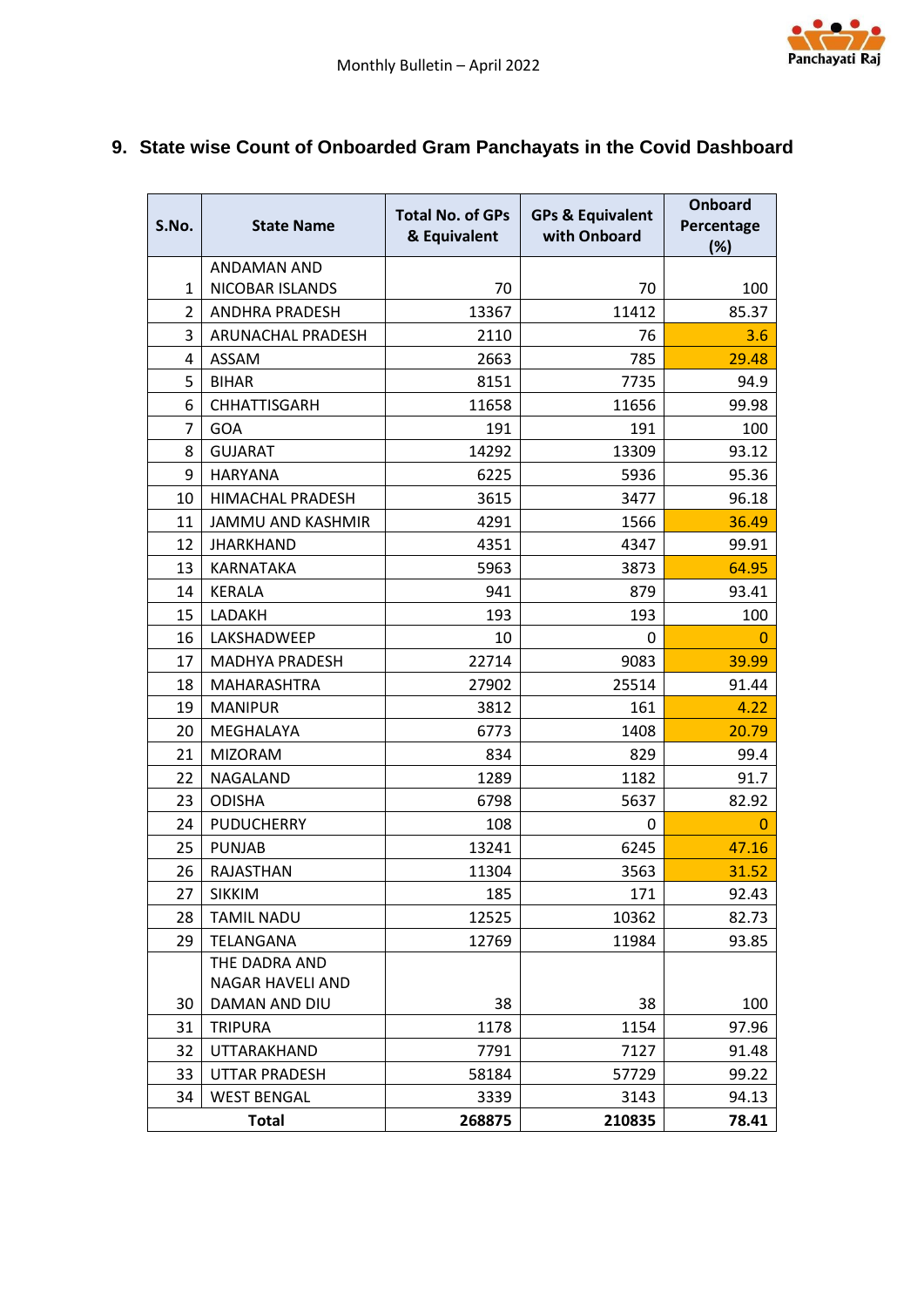## 9. State wise Count of Onboarded Gram Panchayats in the Covid Dashboard

| S.No. | State Name | Total No. of GPs & Equivalent | GPs & Equivalent with Onboard | Onboard Percentage (%) |
|---|---|---|---|---|
| 1 | ANDAMAN AND NICOBAR ISLANDS | 70 | 70 | 100 |
| 2 | ANDHRA PRADESH | 13367 | 11412 | 85.37 |
| 3 | ARUNACHAL PRADESH | 2110 | 76 | 3.6 |
| 4 | ASSAM | 2663 | 785 | 29.48 |
| 5 | BIHAR | 8151 | 7735 | 94.9 |
| 6 | CHHATTISGARH | 11658 | 11656 | 99.98 |
| 7 | GOA | 191 | 191 | 100 |
| 8 | GUJARAT | 14292 | 13309 | 93.12 |
| 9 | HARYANA | 6225 | 5936 | 95.36 |
| 10 | HIMACHAL PRADESH | 3615 | 3477 | 96.18 |
| 11 | JAMMU AND KASHMIR | 4291 | 1566 | 36.49 |
| 12 | JHARKHAND | 4351 | 4347 | 99.91 |
| 13 | KARNATAKA | 5963 | 3873 | 64.95 |
| 14 | KERALA | 941 | 879 | 93.41 |
| 15 | LADAKH | 193 | 193 | 100 |
| 16 | LAKSHADWEEP | 10 | 0 | 0 |
| 17 | MADHYA PRADESH | 22714 | 9083 | 39.99 |
| 18 | MAHARASHTRA | 27902 | 25514 | 91.44 |
| 19 | MANIPUR | 3812 | 161 | 4.22 |
| 20 | MEGHALAYA | 6773 | 1408 | 20.79 |
| 21 | MIZORAM | 834 | 829 | 99.4 |
| 22 | NAGALAND | 1289 | 1182 | 91.7 |
| 23 | ODISHA | 6798 | 5637 | 82.92 |
| 24 | PUDUCHERRY | 108 | 0 | 0 |
| 25 | PUNJAB | 13241 | 6245 | 47.16 |
| 26 | RAJASTHAN | 11304 | 3563 | 31.52 |
| 27 | SIKKIM | 185 | 171 | 92.43 |
| 28 | TAMIL NADU | 12525 | 10362 | 82.73 |
| 29 | TELANGANA | 12769 | 11984 | 93.85 |
| 30 | THE DADRA AND NAGAR HAVELI AND DAMAN AND DIU | 38 | 38 | 100 |
| 31 | TRIPURA | 1178 | 1154 | 97.96 |
| 32 | UTTARAKHAND | 7791 | 7127 | 91.48 |
| 33 | UTTAR PRADESH | 58184 | 57729 | 99.22 |
| 34 | WEST BENGAL | 3339 | 3143 | 94.13 |
| **Total** | | **268875** | **210835** | **78.41** |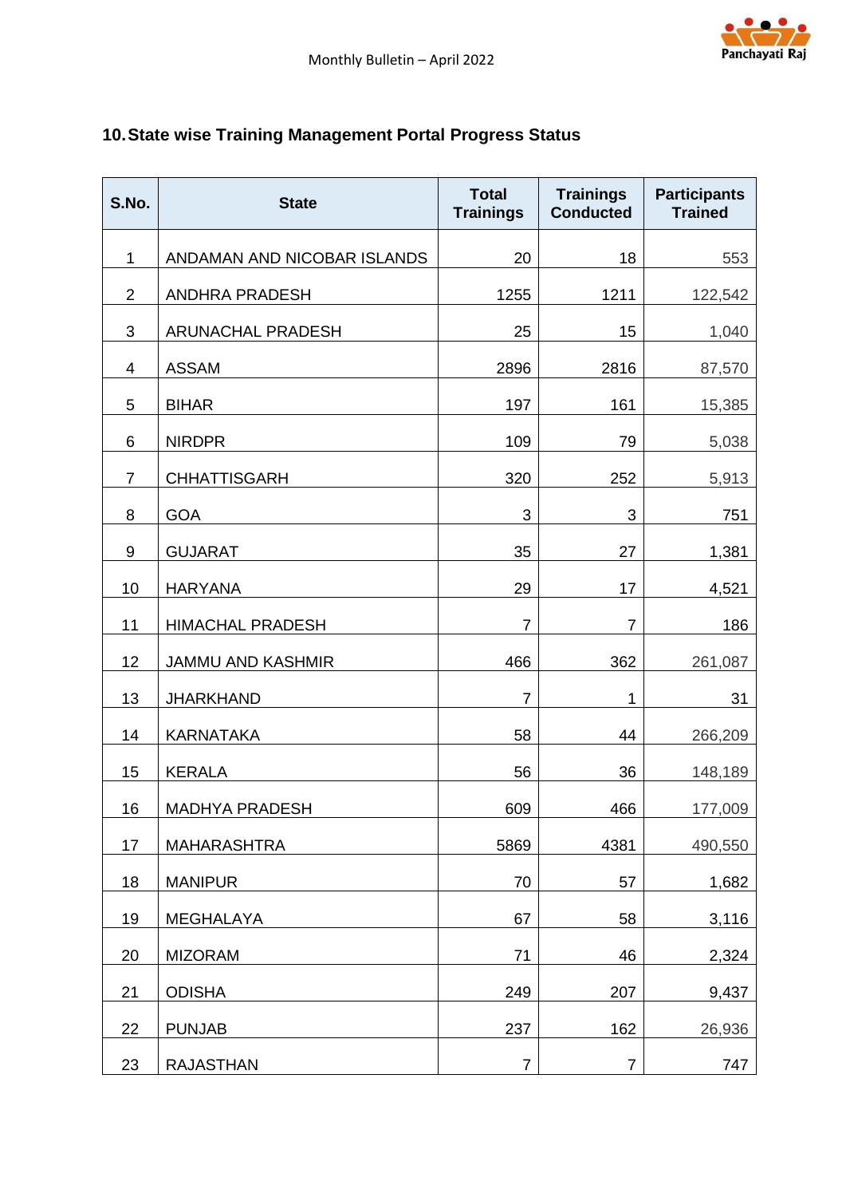## 10. State wise Training Management Portal Progress Status

| S.No. | State | Total Trainings | Trainings Conducted | Participants Trained |
|---|---|---|---|---|
| 1 | ANDAMAN AND NICOBAR ISLANDS | 20 | 18 | 553 |
| 2 | ANDHRA PRADESH | 1255 | 1211 | 122,542 |
| 3 | ARUNACHAL PRADESH | 25 | 15 | 1,040 |
| 4 | ASSAM | 2896 | 2816 | 87,570 |
| 5 | BIHAR | 197 | 161 | 15,385 |
| 6 | NIRDPR | 109 | 79 | 5,038 |
| 7 | CHHATTISGARH | 320 | 252 | 5,913 |
| 8 | GOA | 3 | 3 | 751 |
| 9 | GUJARAT | 35 | 27 | 1,381 |
| 10 | HARYANA | 29 | 17 | 4,521 |
| 11 | HIMACHAL PRADESH | 7 | 7 | 186 |
| 12 | JAMMU AND KASHMIR | 466 | 362 | 261,087 |
| 13 | JHARKHAND | 7 | 1 | 31 |
| 14 | KARNATAKA | 58 | 44 | 266,209 |
| 15 | KERALA | 56 | 36 | 148,189 |
| 16 | MADHYA PRADESH | 609 | 466 | 177,009 |
| 17 | MAHARASHTRA | 5869 | 4381 | 490,550 |
| 18 | MANIPUR | 70 | 57 | 1,682 |
| 19 | MEGHALAYA | 67 | 58 | 3,116 |
| 20 | MIZORAM | 71 | 46 | 2,324 |
| 21 | ODISHA | 249 | 207 | 9,437 |
| 22 | PUNJAB | 237 | 162 | 26,936 |
| 23 | RAJASTHAN | 7 | 7 | 747 |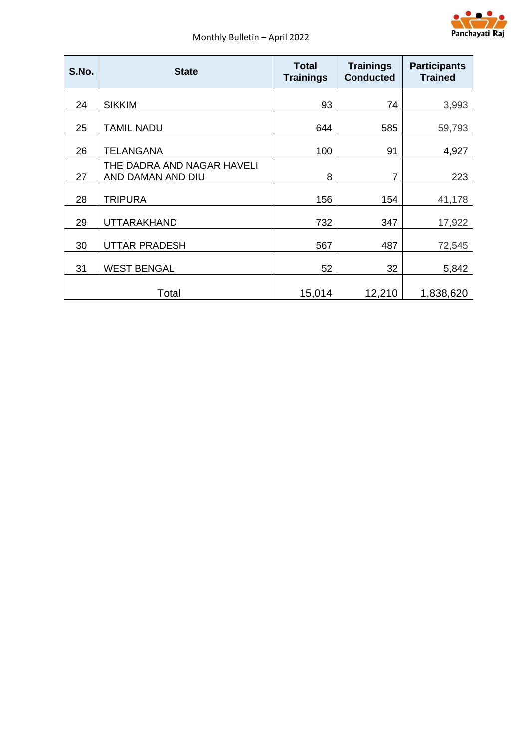| S.No. | State | Total Trainings | Trainings Conducted | Participants Trained |
|---|---|---|---|---|
| 24 | SIKKIM | 93 | 74 | 3,993 |
| 25 | TAMIL NADU | 644 | 585 | 59,793 |
| 26 | TELANGANA | 100 | 91 | 4,927 |
| 27 | THE DADRA AND NAGAR HAVELI AND DAMAN AND DIU | 8 | 7 | 223 |
| 28 | TRIPURA | 156 | 154 | 41,178 |
| 29 | UTTARAKHAND | 732 | 347 | 17,922 |
| 30 | UTTAR PRADESH | 567 | 487 | 72,545 |
| 31 | WEST BENGAL | 52 | 32 | 5,842 |
| Total | | 15,014 | 12,210 | 1,838,620 |